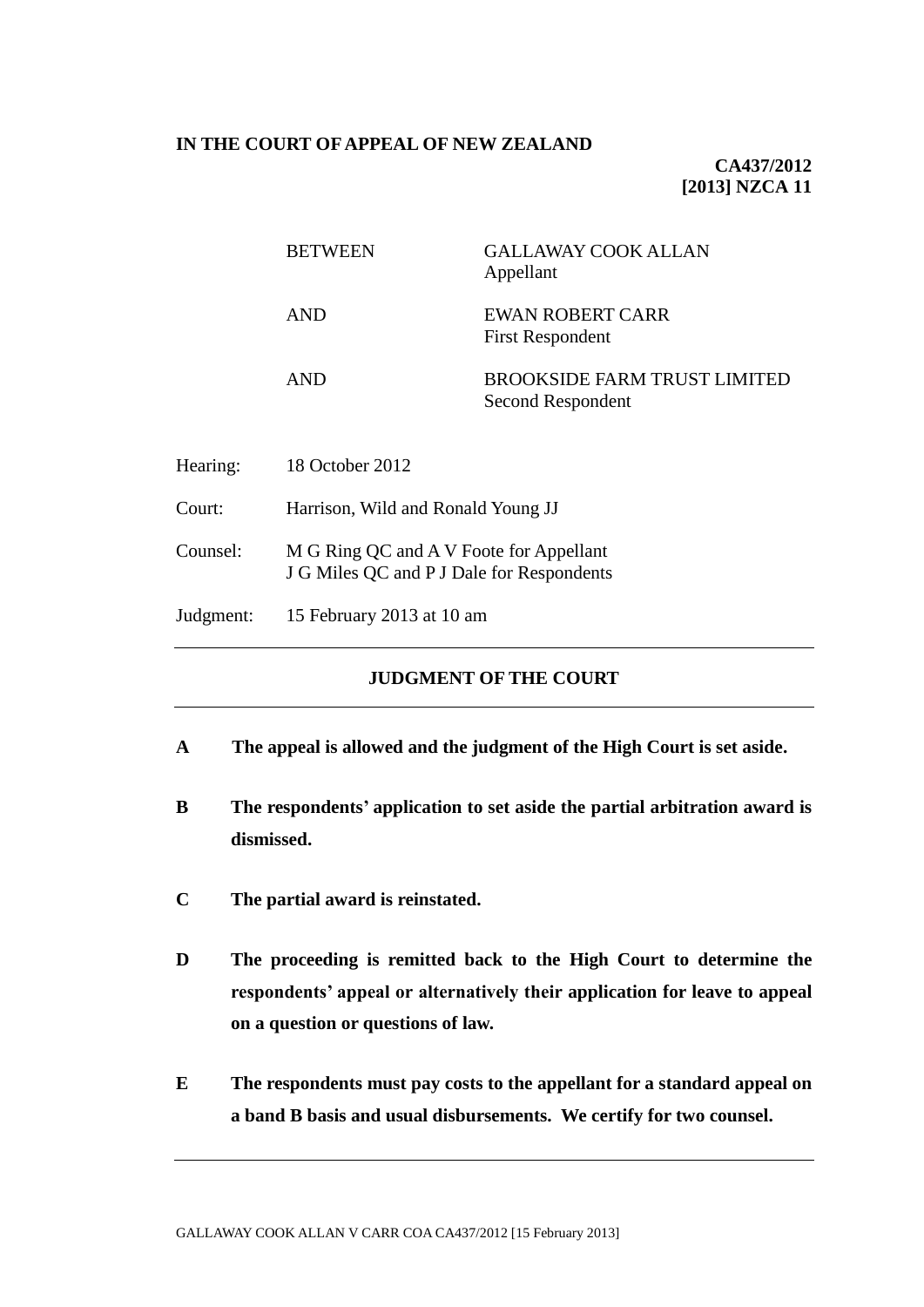**IN THE COURT OF APPEAL OF NEW ZEALAND**

**CA437/2012**
**[2013] NZCA 11**

| | | |
|---|---|---|
| BETWEEN | GALLAWAY COOK ALLAN<br>Appellant | |
| AND | EWAN ROBERT CARR<br>First Respondent | |
| AND | BROOKSIDE FARM TRUST LIMITED<br>Second Respondent | |

Hearing: 18 October 2012

Court: Harrison, Wild and Ronald Young JJ

Counsel: M G Ring QC and A V Foote for Appellant
J G Miles QC and P J Dale for Respondents

Judgment: 15 February 2013 at 10 am

---

## JUDGMENT OF THE COURT

---

**A The appeal is allowed and the judgment of the High Court is set aside.**

**B The respondents' application to set aside the partial arbitration award is dismissed.**

**C The partial award is reinstated.**

**D The proceeding is remitted back to the High Court to determine the respondents' appeal or alternatively their application for leave to appeal on a question or questions of law.**

**E The respondents must pay costs to the appellant for a standard appeal on a band B basis and usual disbursements. We certify for two counsel.**

---

GALLAWAY COOK ALLAN V CARR COA CA437/2012 [15 February 2013]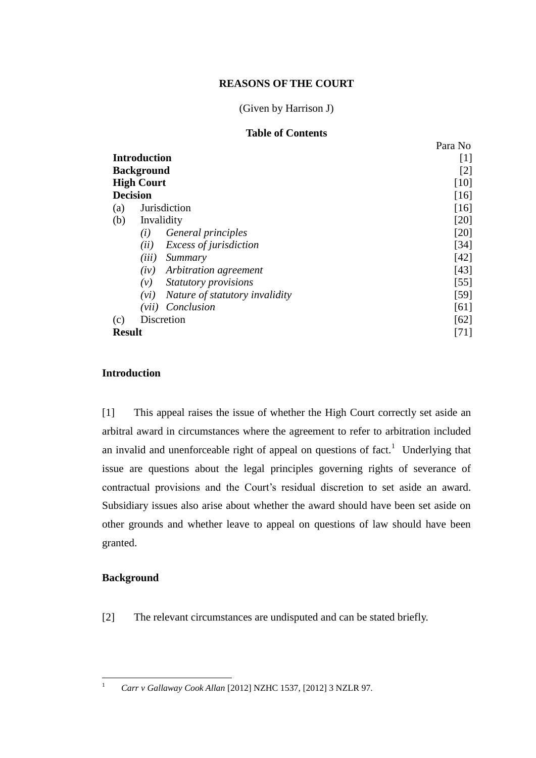**REASONS OF THE COURT**

(Given by Harrison J)

**Table of Contents**

| | Para No |
|---|---|
| **Introduction** | [1] |
| **Background** | [2] |
| **High Court** | [10] |
| **Decision** | [16] |
| (a) Jurisdiction | [16] |
| (b) Invalidity | [20] |
| *(i) General principles* | [20] |
| *(ii) Excess of jurisdiction* | [34] |
| *(iii) Summary* | [42] |
| *(iv) Arbitration agreement* | [43] |
| *(v) Statutory provisions* | [55] |
| *(vi) Nature of statutory invalidity* | [59] |
| *(vii) Conclusion* | [61] |
| (c) Discretion | [62] |
| **Result** | [71] |

## Introduction

[1] This appeal raises the issue of whether the High Court correctly set aside an arbitral award in circumstances where the agreement to refer to arbitration included an invalid and unenforceable right of appeal on questions of fact.[1] Underlying that issue are questions about the legal principles governing rights of severance of contractual provisions and the Court's residual discretion to set aside an award. Subsidiary issues also arise about whether the award should have been set aside on other grounds and whether leave to appeal on questions of law should have been granted.

## Background

[2] The relevant circumstances are undisputed and can be stated briefly.

[1] *Carr v Gallaway Cook Allan* [2012] NZHC 1537, [2012] 3 NZLR 97.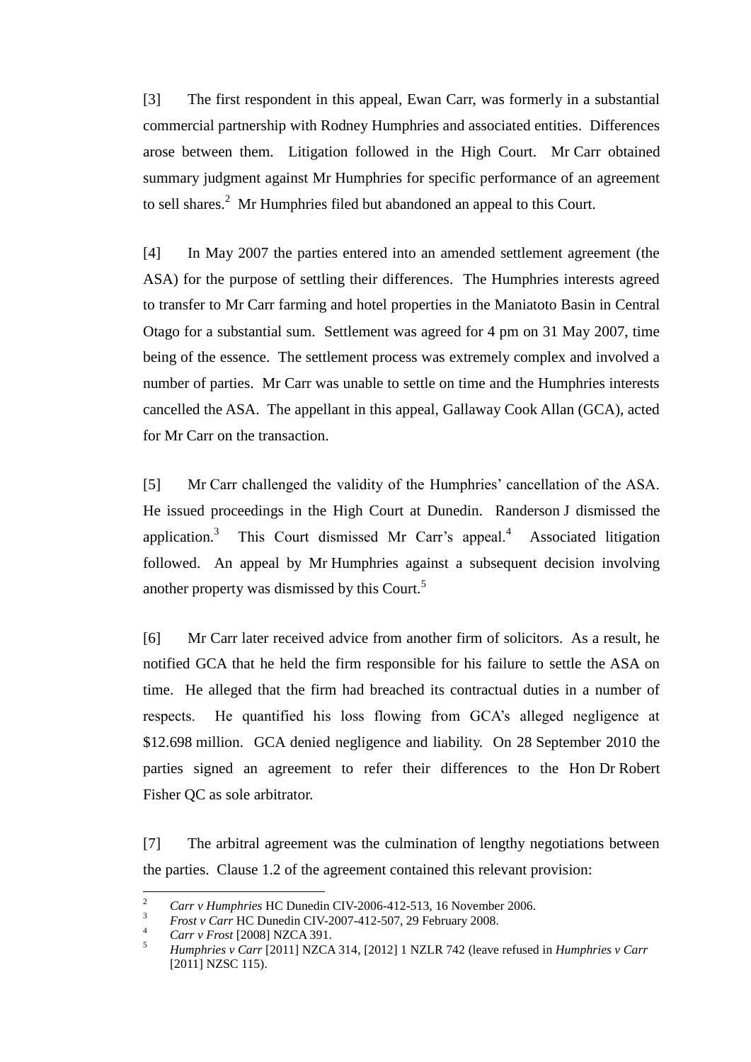[3] The first respondent in this appeal, Ewan Carr, was formerly in a substantial commercial partnership with Rodney Humphries and associated entities. Differences arose between them. Litigation followed in the High Court. Mr Carr obtained summary judgment against Mr Humphries for specific performance of an agreement to sell shares.[2] Mr Humphries filed but abandoned an appeal to this Court.

[4] In May 2007 the parties entered into an amended settlement agreement (the ASA) for the purpose of settling their differences. The Humphries interests agreed to transfer to Mr Carr farming and hotel properties in the Maniatoto Basin in Central Otago for a substantial sum. Settlement was agreed for 4 pm on 31 May 2007, time being of the essence. The settlement process was extremely complex and involved a number of parties. Mr Carr was unable to settle on time and the Humphries interests cancelled the ASA. The appellant in this appeal, Gallaway Cook Allan (GCA), acted for Mr Carr on the transaction.

[5] Mr Carr challenged the validity of the Humphries' cancellation of the ASA. He issued proceedings in the High Court at Dunedin. Randerson J dismissed the application.[3] This Court dismissed Mr Carr's appeal.[4] Associated litigation followed. An appeal by Mr Humphries against a subsequent decision involving another property was dismissed by this Court.[5]

[6] Mr Carr later received advice from another firm of solicitors. As a result, he notified GCA that he held the firm responsible for his failure to settle the ASA on time. He alleged that the firm had breached its contractual duties in a number of respects. He quantified his loss flowing from GCA's alleged negligence at \$12.698 million. GCA denied negligence and liability. On 28 September 2010 the parties signed an agreement to refer their differences to the Hon Dr Robert Fisher QC as sole arbitrator.

[7] The arbitral agreement was the culmination of lengthy negotiations between the parties. Clause 1.2 of the agreement contained this relevant provision:

---

[2] *Carr v Humphries* HC Dunedin CIV-2006-412-513, 16 November 2006.

[3] *Frost v Carr* HC Dunedin CIV-2007-412-507, 29 February 2008.

[4] *Carr v Frost* [2008] NZCA 391.

[5] *Humphries v Carr* [2011] NZCA 314, [2012] 1 NZLR 742 (leave refused in *Humphries v Carr* [2011] NZSC 115).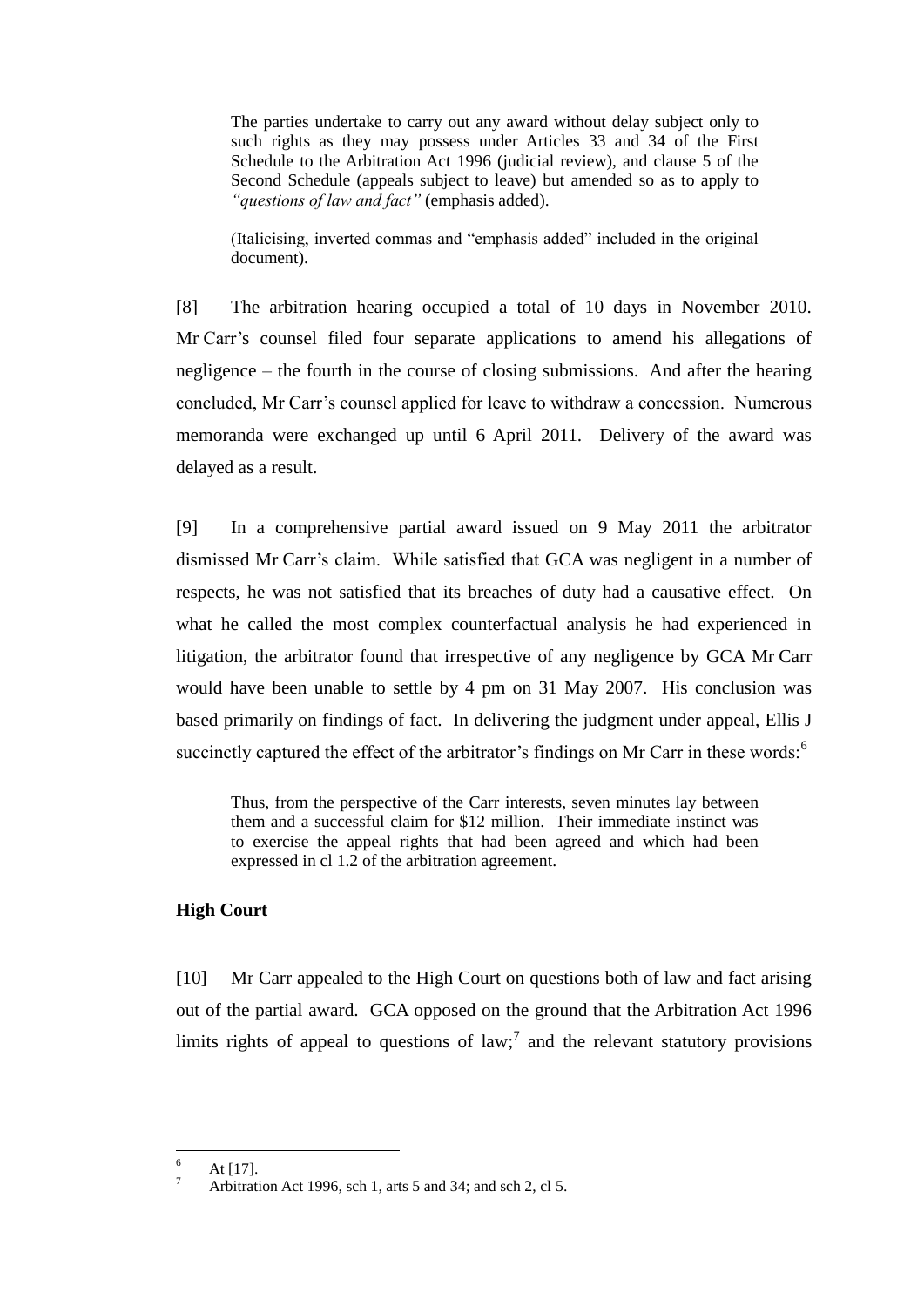> The parties undertake to carry out any award without delay subject only to such rights as they may possess under Articles 33 and 34 of the First Schedule to the Arbitration Act 1996 (judicial review), and clause 5 of the Second Schedule (appeals subject to leave) but amended so as to apply to *"questions of law and fact"* (emphasis added).
>
> (Italicising, inverted commas and "emphasis added" included in the original document).

[8] The arbitration hearing occupied a total of 10 days in November 2010. Mr Carr's counsel filed four separate applications to amend his allegations of negligence – the fourth in the course of closing submissions. And after the hearing concluded, Mr Carr's counsel applied for leave to withdraw a concession. Numerous memoranda were exchanged up until 6 April 2011. Delivery of the award was delayed as a result.

[9] In a comprehensive partial award issued on 9 May 2011 the arbitrator dismissed Mr Carr's claim. While satisfied that GCA was negligent in a number of respects, he was not satisfied that its breaches of duty had a causative effect. On what he called the most complex counterfactual analysis he had experienced in litigation, the arbitrator found that irrespective of any negligence by GCA Mr Carr would have been unable to settle by 4 pm on 31 May 2007. His conclusion was based primarily on findings of fact. In delivering the judgment under appeal, Ellis J succinctly captured the effect of the arbitrator's findings on Mr Carr in these words:[6]

> Thus, from the perspective of the Carr interests, seven minutes lay between them and a successful claim for $12 million. Their immediate instinct was to exercise the appeal rights that had been agreed and which had been expressed in cl 1.2 of the arbitration agreement.

**High Court**

[10] Mr Carr appealed to the High Court on questions both of law and fact arising out of the partial award. GCA opposed on the ground that the Arbitration Act 1996 limits rights of appeal to questions of law;[7] and the relevant statutory provisions

---

[6] At [17].

[7] Arbitration Act 1996, sch 1, arts 5 and 34; and sch 2, cl 5.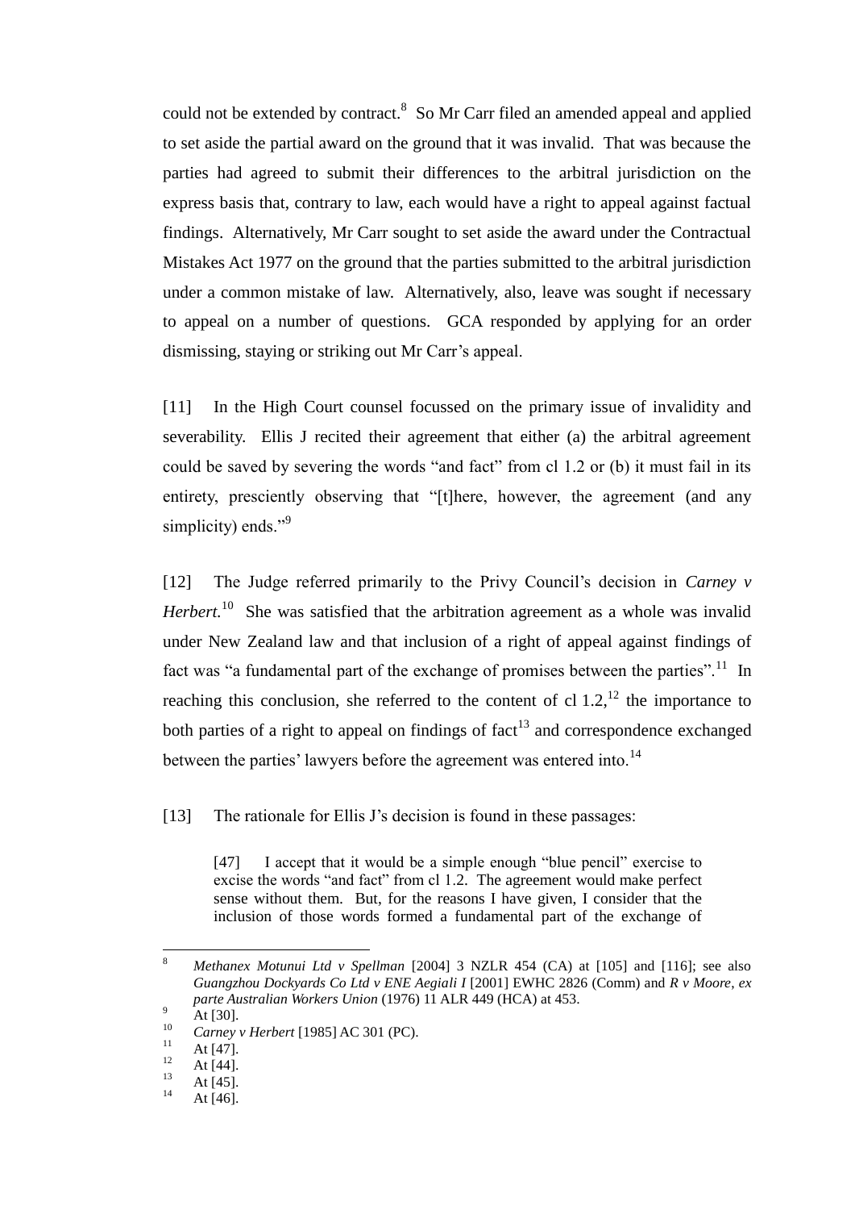could not be extended by contract.[8] So Mr Carr filed an amended appeal and applied to set aside the partial award on the ground that it was invalid. That was because the parties had agreed to submit their differences to the arbitral jurisdiction on the express basis that, contrary to law, each would have a right to appeal against factual findings. Alternatively, Mr Carr sought to set aside the award under the Contractual Mistakes Act 1977 on the ground that the parties submitted to the arbitral jurisdiction under a common mistake of law. Alternatively, also, leave was sought if necessary to appeal on a number of questions. GCA responded by applying for an order dismissing, staying or striking out Mr Carr's appeal.

[11] In the High Court counsel focussed on the primary issue of invalidity and severability. Ellis J recited their agreement that either (a) the arbitral agreement could be saved by severing the words "and fact" from cl 1.2 or (b) it must fail in its entirety, presciently observing that "[t]here, however, the agreement (and any simplicity) ends."[9]

[12] The Judge referred primarily to the Privy Council's decision in *Carney v Herbert*.[10] She was satisfied that the arbitration agreement as a whole was invalid under New Zealand law and that inclusion of a right of appeal against findings of fact was "a fundamental part of the exchange of promises between the parties".[11] In reaching this conclusion, she referred to the content of cl 1.2,[12] the importance to both parties of a right to appeal on findings of fact[13] and correspondence exchanged between the parties' lawyers before the agreement was entered into.[14]

[13] The rationale for Ellis J's decision is found in these passages:

> [47] I accept that it would be a simple enough "blue pencil" exercise to excise the words "and fact" from cl 1.2. The agreement would make perfect sense without them. But, for the reasons I have given, I consider that the inclusion of those words formed a fundamental part of the exchange of

---

8 *Methanex Motunui Ltd v Spellman* [2004] 3 NZLR 454 (CA) at [105] and [116]; see also *Guangzhou Dockyards Co Ltd v ENE Aegiali I* [2001] EWHC 2826 (Comm) and *R v Moore, ex parte Australian Workers Union* (1976) 11 ALR 449 (HCA) at 453.

9 At [30].

10 *Carney v Herbert* [1985] AC 301 (PC).

11 At [47].

12 At [44].

13 At [45].

14 At [46].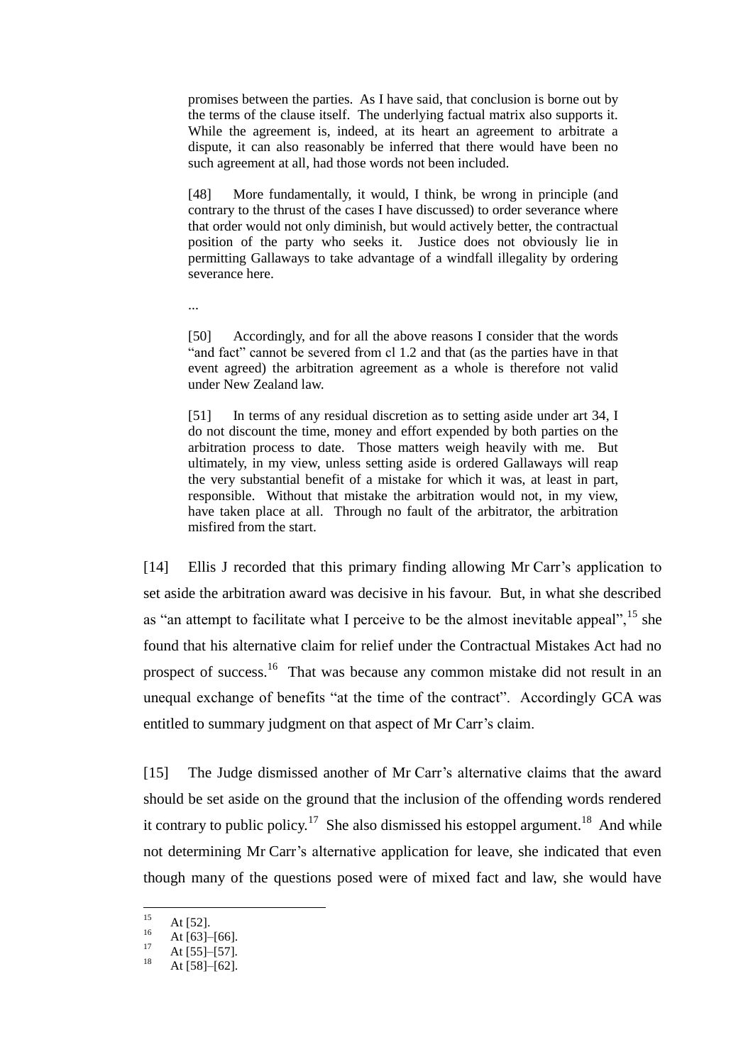> promises between the parties. As I have said, that conclusion is borne out by the terms of the clause itself. The underlying factual matrix also supports it. While the agreement is, indeed, at its heart an agreement to arbitrate a dispute, it can also reasonably be inferred that there would have been no such agreement at all, had those words not been included.
>
> [48] More fundamentally, it would, I think, be wrong in principle (and contrary to the thrust of the cases I have discussed) to order severance where that order would not only diminish, but would actively better, the contractual position of the party who seeks it. Justice does not obviously lie in permitting Gallaways to take advantage of a windfall illegality by ordering severance here.
>
> ...
>
> [50] Accordingly, and for all the above reasons I consider that the words "and fact" cannot be severed from cl 1.2 and that (as the parties have in that event agreed) the arbitration agreement as a whole is therefore not valid under New Zealand law.
>
> [51] In terms of any residual discretion as to setting aside under art 34, I do not discount the time, money and effort expended by both parties on the arbitration process to date. Those matters weigh heavily with me. But ultimately, in my view, unless setting aside is ordered Gallaways will reap the very substantial benefit of a mistake for which it was, at least in part, responsible. Without that mistake the arbitration would not, in my view, have taken place at all. Through no fault of the arbitrator, the arbitration misfired from the start.

[14] Ellis J recorded that this primary finding allowing Mr Carr's application to set aside the arbitration award was decisive in his favour. But, in what she described as "an attempt to facilitate what I perceive to be the almost inevitable appeal",[15] she found that his alternative claim for relief under the Contractual Mistakes Act had no prospect of success.[16] That was because any common mistake did not result in an unequal exchange of benefits "at the time of the contract". Accordingly GCA was entitled to summary judgment on that aspect of Mr Carr's claim.

[15] The Judge dismissed another of Mr Carr's alternative claims that the award should be set aside on the ground that the inclusion of the offending words rendered it contrary to public policy.[17] She also dismissed his estoppel argument.[18] And while not determining Mr Carr's alternative application for leave, she indicated that even though many of the questions posed were of mixed fact and law, she would have

---

[15] At [52].

[16] At [63]–[66].

[17] At [55]–[57].

[18] At [58]–[62].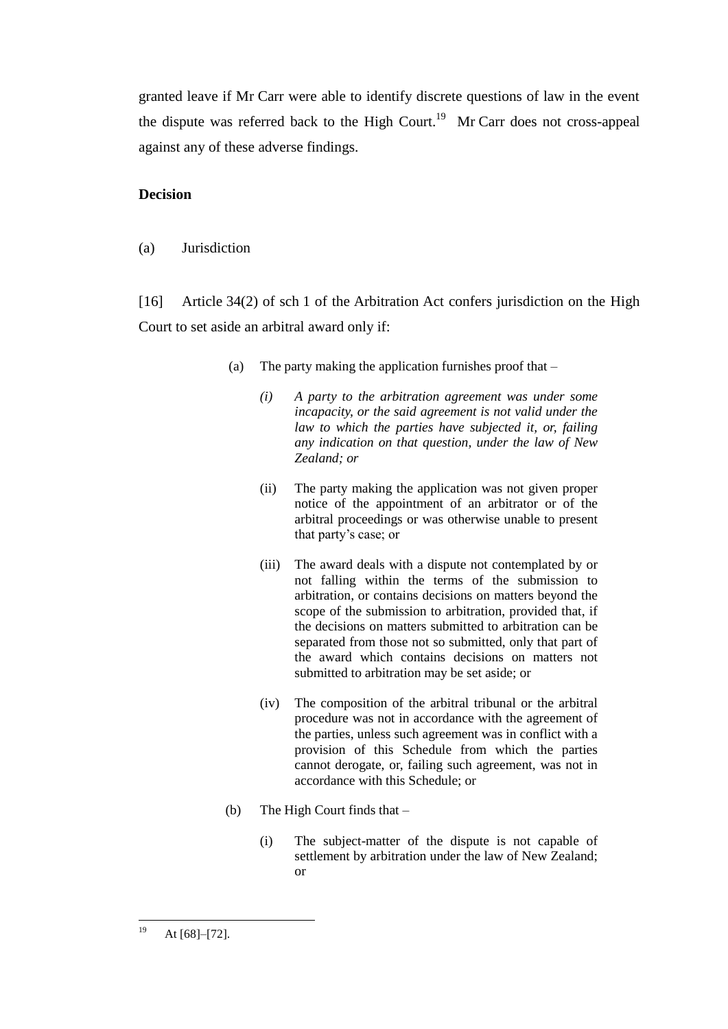granted leave if Mr Carr were able to identify discrete questions of law in the event the dispute was referred back to the High Court.[19] Mr Carr does not cross-appeal against any of these adverse findings.

## Decision

(a) Jurisdiction

[16] Article 34(2) of sch 1 of the Arbitration Act confers jurisdiction on the High Court to set aside an arbitral award only if:

> (a) The party making the application furnishes proof that –
>
> > *(i) A party to the arbitration agreement was under some incapacity, or the said agreement is not valid under the law to which the parties have subjected it, or, failing any indication on that question, under the law of New Zealand; or*
> >
> > (ii) The party making the application was not given proper notice of the appointment of an arbitrator or of the arbitral proceedings or was otherwise unable to present that party's case; or
> >
> > (iii) The award deals with a dispute not contemplated by or not falling within the terms of the submission to arbitration, or contains decisions on matters beyond the scope of the submission to arbitration, provided that, if the decisions on matters submitted to arbitration can be separated from those not so submitted, only that part of the award which contains decisions on matters not submitted to arbitration may be set aside; or
> >
> > (iv) The composition of the arbitral tribunal or the arbitral procedure was not in accordance with the agreement of the parties, unless such agreement was in conflict with a provision of this Schedule from which the parties cannot derogate, or, failing such agreement, was not in accordance with this Schedule; or
>
> (b) The High Court finds that –
>
> > (i) The subject-matter of the dispute is not capable of settlement by arbitration under the law of New Zealand; or

---

[19] At [68]–[72].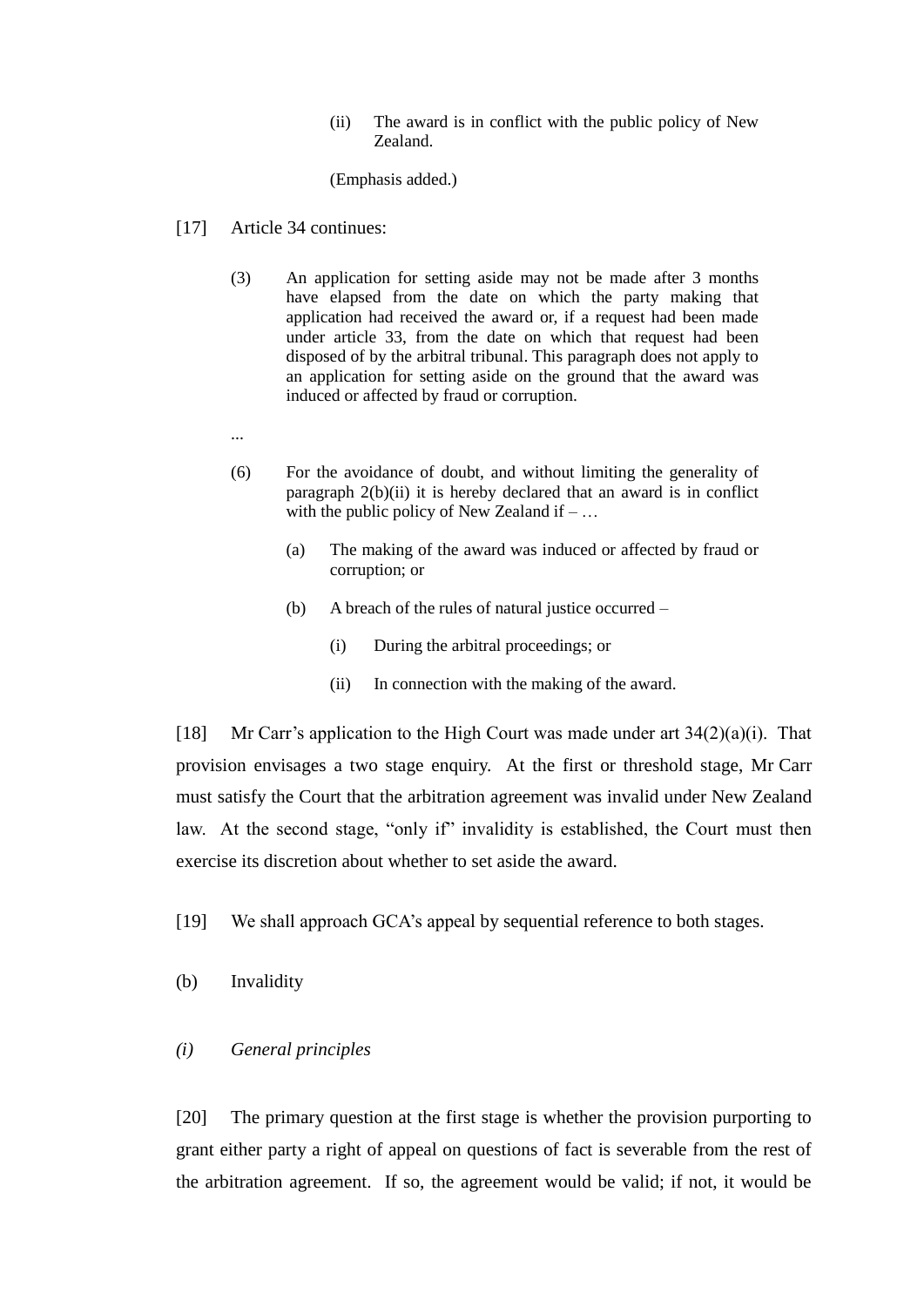> (ii) The award is in conflict with the public policy of New Zealand.
>
> (Emphasis added.)

[17] Article 34 continues:

> (3) An application for setting aside may not be made after 3 months have elapsed from the date on which the party making that application had received the award or, if a request had been made under article 33, from the date on which that request had been disposed of by the arbitral tribunal. This paragraph does not apply to an application for setting aside on the ground that the award was induced or affected by fraud or corruption.
>
> ...
>
> (6) For the avoidance of doubt, and without limiting the generality of paragraph 2(b)(ii) it is hereby declared that an award is in conflict with the public policy of New Zealand if – …
>
> (a) The making of the award was induced or affected by fraud or corruption; or
>
> (b) A breach of the rules of natural justice occurred –
>
> (i) During the arbitral proceedings; or
>
> (ii) In connection with the making of the award.

[18] Mr Carr's application to the High Court was made under art 34(2)(a)(i). That provision envisages a two stage enquiry. At the first or threshold stage, Mr Carr must satisfy the Court that the arbitration agreement was invalid under New Zealand law. At the second stage, "only if" invalidity is established, the Court must then exercise its discretion about whether to set aside the award.

[19] We shall approach GCA's appeal by sequential reference to both stages.

(b) Invalidity

*(i) General principles*

[20] The primary question at the first stage is whether the provision purporting to grant either party a right of appeal on questions of fact is severable from the rest of the arbitration agreement. If so, the agreement would be valid; if not, it would be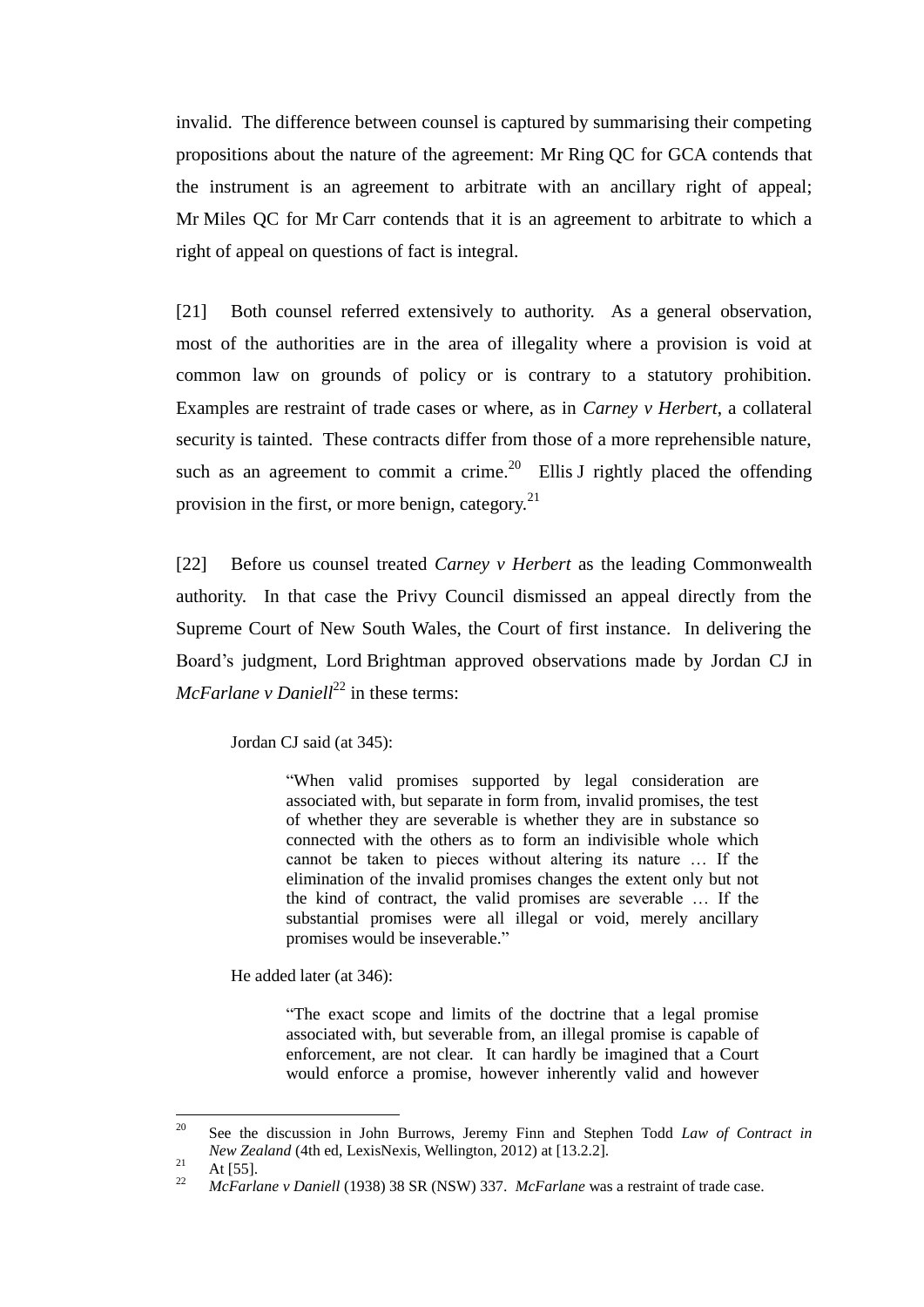invalid. The difference between counsel is captured by summarising their competing propositions about the nature of the agreement: Mr Ring QC for GCA contends that the instrument is an agreement to arbitrate with an ancillary right of appeal; Mr Miles QC for Mr Carr contends that it is an agreement to arbitrate to which a right of appeal on questions of fact is integral.

[21] Both counsel referred extensively to authority. As a general observation, most of the authorities are in the area of illegality where a provision is void at common law on grounds of policy or is contrary to a statutory prohibition. Examples are restraint of trade cases or where, as in *Carney v Herbert*, a collateral security is tainted. These contracts differ from those of a more reprehensible nature, such as an agreement to commit a crime.[20] Ellis J rightly placed the offending provision in the first, or more benign, category.[21]

[22] Before us counsel treated *Carney v Herbert* as the leading Commonwealth authority. In that case the Privy Council dismissed an appeal directly from the Supreme Court of New South Wales, the Court of first instance. In delivering the Board's judgment, Lord Brightman approved observations made by Jordan CJ in *McFarlane v Daniell*[22] in these terms:

> Jordan CJ said (at 345):
>
> > "When valid promises supported by legal consideration are associated with, but separate in form from, invalid promises, the test of whether they are severable is whether they are in substance so connected with the others as to form an indivisible whole which cannot be taken to pieces without altering its nature … If the elimination of the invalid promises changes the extent only but not the kind of contract, the valid promises are severable … If the substantial promises were all illegal or void, merely ancillary promises would be inseverable."
>
> He added later (at 346):
>
> > "The exact scope and limits of the doctrine that a legal promise associated with, but severable from, an illegal promise is capable of enforcement, are not clear. It can hardly be imagined that a Court would enforce a promise, however inherently valid and however

---

[20] See the discussion in John Burrows, Jeremy Finn and Stephen Todd *Law of Contract in New Zealand* (4th ed, LexisNexis, Wellington, 2012) at [13.2.2].

[21] At [55].

[22] *McFarlane v Daniell* (1938) 38 SR (NSW) 337. *McFarlane* was a restraint of trade case.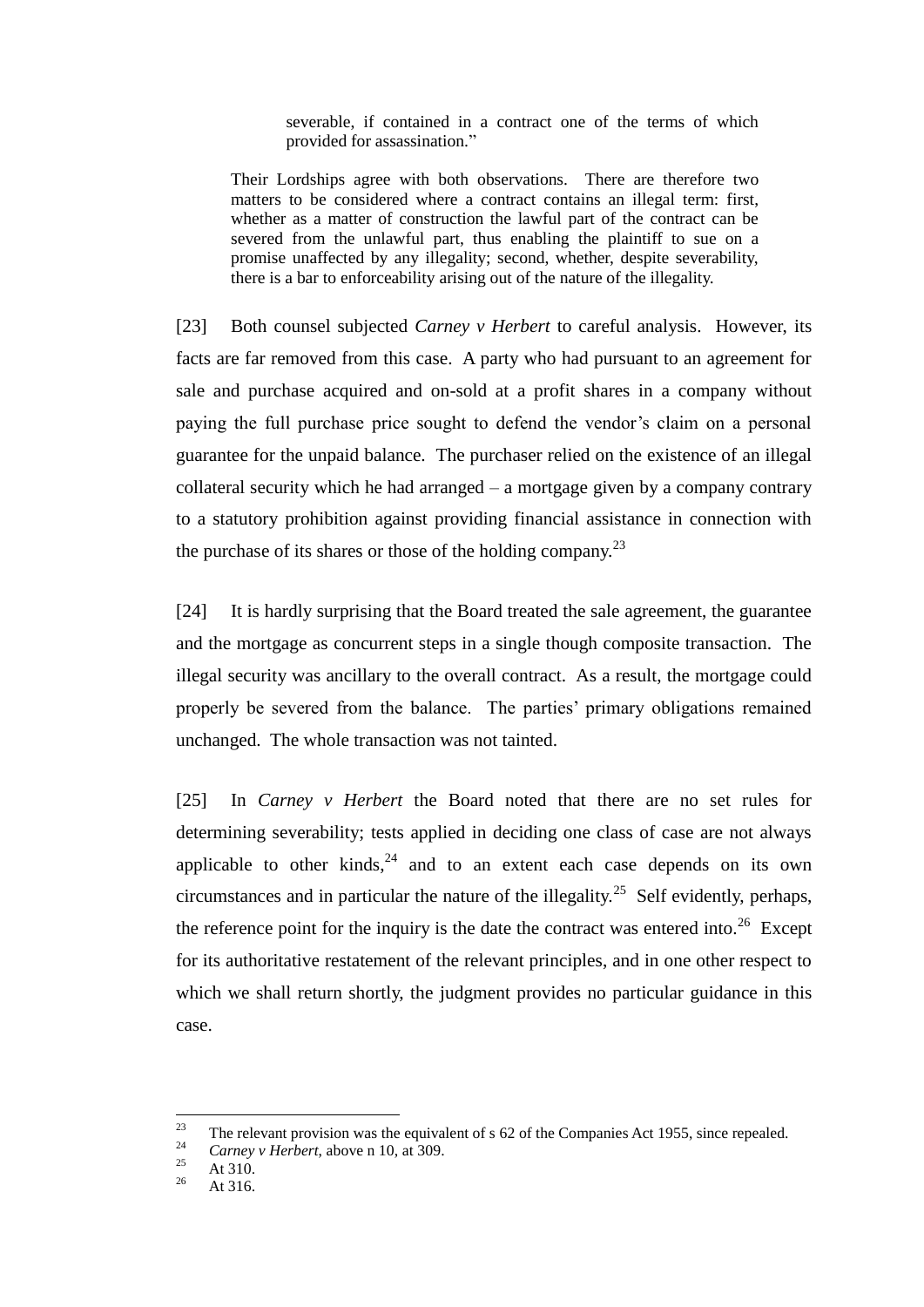> severable, if contained in a contract one of the terms of which provided for assassination."
>
> Their Lordships agree with both observations. There are therefore two matters to be considered where a contract contains an illegal term: first, whether as a matter of construction the lawful part of the contract can be severed from the unlawful part, thus enabling the plaintiff to sue on a promise unaffected by any illegality; second, whether, despite severability, there is a bar to enforceability arising out of the nature of the illegality.

[23] Both counsel subjected *Carney v Herbert* to careful analysis. However, its facts are far removed from this case. A party who had pursuant to an agreement for sale and purchase acquired and on-sold at a profit shares in a company without paying the full purchase price sought to defend the vendor's claim on a personal guarantee for the unpaid balance. The purchaser relied on the existence of an illegal collateral security which he had arranged – a mortgage given by a company contrary to a statutory prohibition against providing financial assistance in connection with the purchase of its shares or those of the holding company.[23]

[24] It is hardly surprising that the Board treated the sale agreement, the guarantee and the mortgage as concurrent steps in a single though composite transaction. The illegal security was ancillary to the overall contract. As a result, the mortgage could properly be severed from the balance. The parties' primary obligations remained unchanged. The whole transaction was not tainted.

[25] In *Carney v Herbert* the Board noted that there are no set rules for determining severability; tests applied in deciding one class of case are not always applicable to other kinds,[24] and to an extent each case depends on its own circumstances and in particular the nature of the illegality.[25] Self evidently, perhaps, the reference point for the inquiry is the date the contract was entered into.[26] Except for its authoritative restatement of the relevant principles, and in one other respect to which we shall return shortly, the judgment provides no particular guidance in this case.

---

[23] The relevant provision was the equivalent of s 62 of the Companies Act 1955, since repealed.

[24] *Carney v Herbert*, above n 10, at 309.

[25] At 310.

[26] At 316.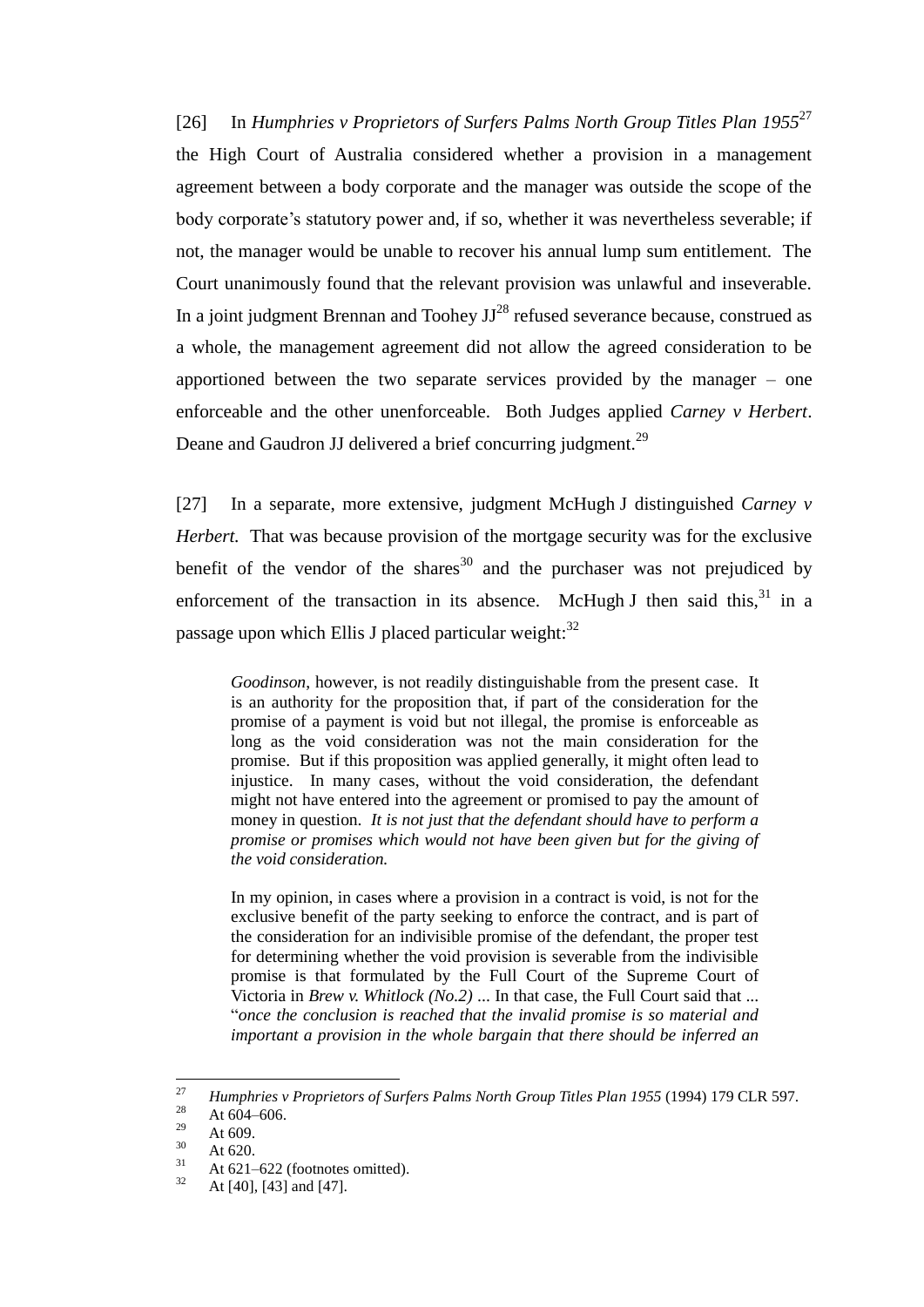[26] In *Humphries v Proprietors of Surfers Palms North Group Titles Plan 1955*[27] the High Court of Australia considered whether a provision in a management agreement between a body corporate and the manager was outside the scope of the body corporate's statutory power and, if so, whether it was nevertheless severable; if not, the manager would be unable to recover his annual lump sum entitlement. The Court unanimously found that the relevant provision was unlawful and inseverable. In a joint judgment Brennan and Toohey JJ[28] refused severance because, construed as a whole, the management agreement did not allow the agreed consideration to be apportioned between the two separate services provided by the manager – one enforceable and the other unenforceable. Both Judges applied *Carney v Herbert*. Deane and Gaudron JJ delivered a brief concurring judgment.[29]

[27] In a separate, more extensive, judgment McHugh J distinguished *Carney v Herbert.* That was because provision of the mortgage security was for the exclusive benefit of the vendor of the shares[30] and the purchaser was not prejudiced by enforcement of the transaction in its absence. McHugh J then said this,[31] in a passage upon which Ellis J placed particular weight:[32]

> *Goodinson*, however, is not readily distinguishable from the present case. It is an authority for the proposition that, if part of the consideration for the promise of a payment is void but not illegal, the promise is enforceable as long as the void consideration was not the main consideration for the promise. But if this proposition was applied generally, it might often lead to injustice. In many cases, without the void consideration, the defendant might not have entered into the agreement or promised to pay the amount of money in question. *It is not just that the defendant should have to perform a promise or promises which would not have been given but for the giving of the void consideration.*
>
> In my opinion, in cases where a provision in a contract is void, is not for the exclusive benefit of the party seeking to enforce the contract, and is part of the consideration for an indivisible promise of the defendant, the proper test for determining whether the void provision is severable from the indivisible promise is that formulated by the Full Court of the Supreme Court of Victoria in *Brew v. Whitlock (No.2)* ... In that case, the Full Court said that ... "*once the conclusion is reached that the invalid promise is so material and important a provision in the whole bargain that there should be inferred an*

---

[27] *Humphries v Proprietors of Surfers Palms North Group Titles Plan 1955* (1994) 179 CLR 597.

[28] At 604–606.

[29] At 609.

[30] At 620.

[31] At 621–622 (footnotes omitted).

[32] At [40], [43] and [47].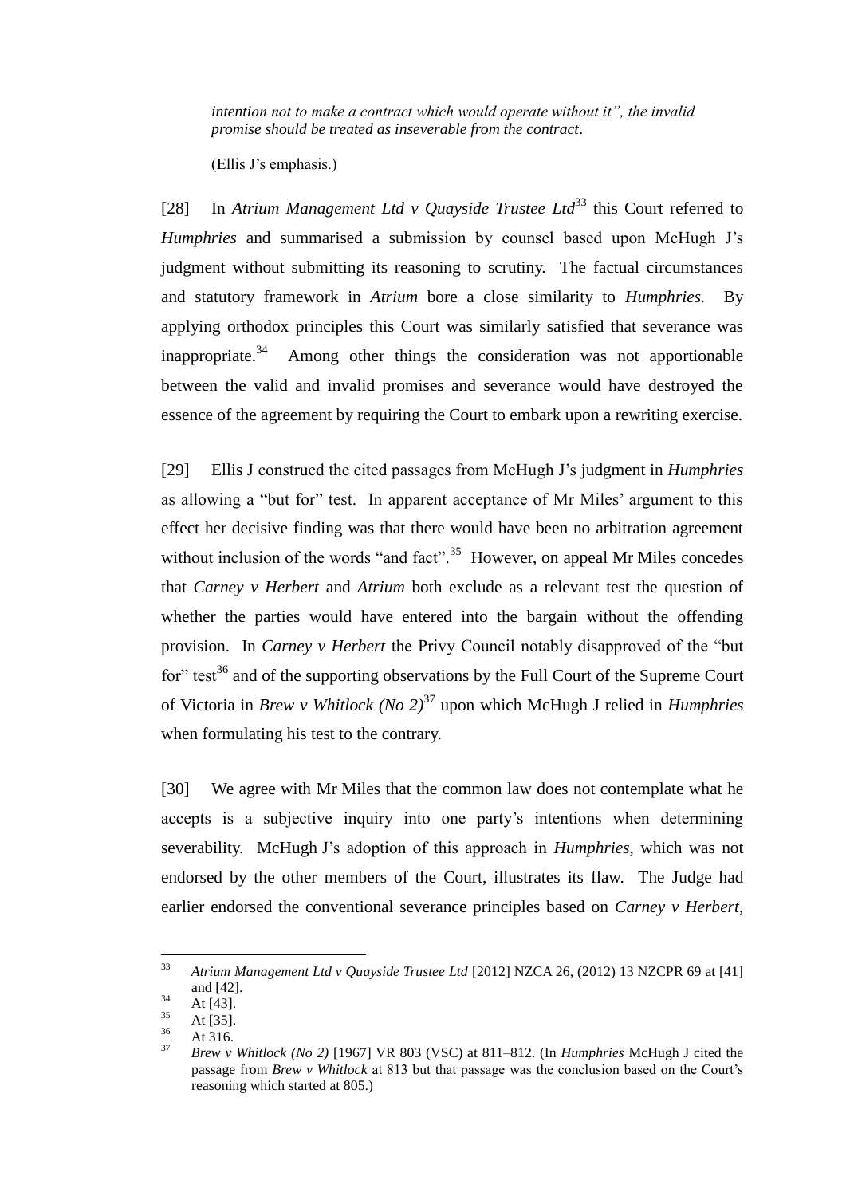*intention not to make a contract which would operate without it", the invalid promise should be treated as inseverable from the contract*.

(Ellis J's emphasis.)

[28] In *Atrium Management Ltd v Quayside Trustee Ltd*[33] this Court referred to *Humphries* and summarised a submission by counsel based upon McHugh J's judgment without submitting its reasoning to scrutiny. The factual circumstances and statutory framework in *Atrium* bore a close similarity to *Humphries.* By applying orthodox principles this Court was similarly satisfied that severance was inappropriate.[34] Among other things the consideration was not apportionable between the valid and invalid promises and severance would have destroyed the essence of the agreement by requiring the Court to embark upon a rewriting exercise.

[29] Ellis J construed the cited passages from McHugh J's judgment in *Humphries* as allowing a "but for" test. In apparent acceptance of Mr Miles' argument to this effect her decisive finding was that there would have been no arbitration agreement without inclusion of the words "and fact".[35] However, on appeal Mr Miles concedes that *Carney v Herbert* and *Atrium* both exclude as a relevant test the question of whether the parties would have entered into the bargain without the offending provision. In *Carney v Herbert* the Privy Council notably disapproved of the "but for" test[36] and of the supporting observations by the Full Court of the Supreme Court of Victoria in *Brew v Whitlock (No 2)*[37] upon which McHugh J relied in *Humphries* when formulating his test to the contrary.

[30] We agree with Mr Miles that the common law does not contemplate what he accepts is a subjective inquiry into one party's intentions when determining severability. McHugh J's adoption of this approach in *Humphries*, which was not endorsed by the other members of the Court, illustrates its flaw. The Judge had earlier endorsed the conventional severance principles based on *Carney v Herbert*,

---

[33] *Atrium Management Ltd v Quayside Trustee Ltd* [2012] NZCA 26, (2012) 13 NZCPR 69 at [41] and [42].

[34] At [43].

[35] At [35].

[36] At 316.

[37] *Brew v Whitlock (No 2)* [1967] VR 803 (VSC) at 811–812. (In *Humphries* McHugh J cited the passage from *Brew v Whitlock* at 813 but that passage was the conclusion based on the Court's reasoning which started at 805.)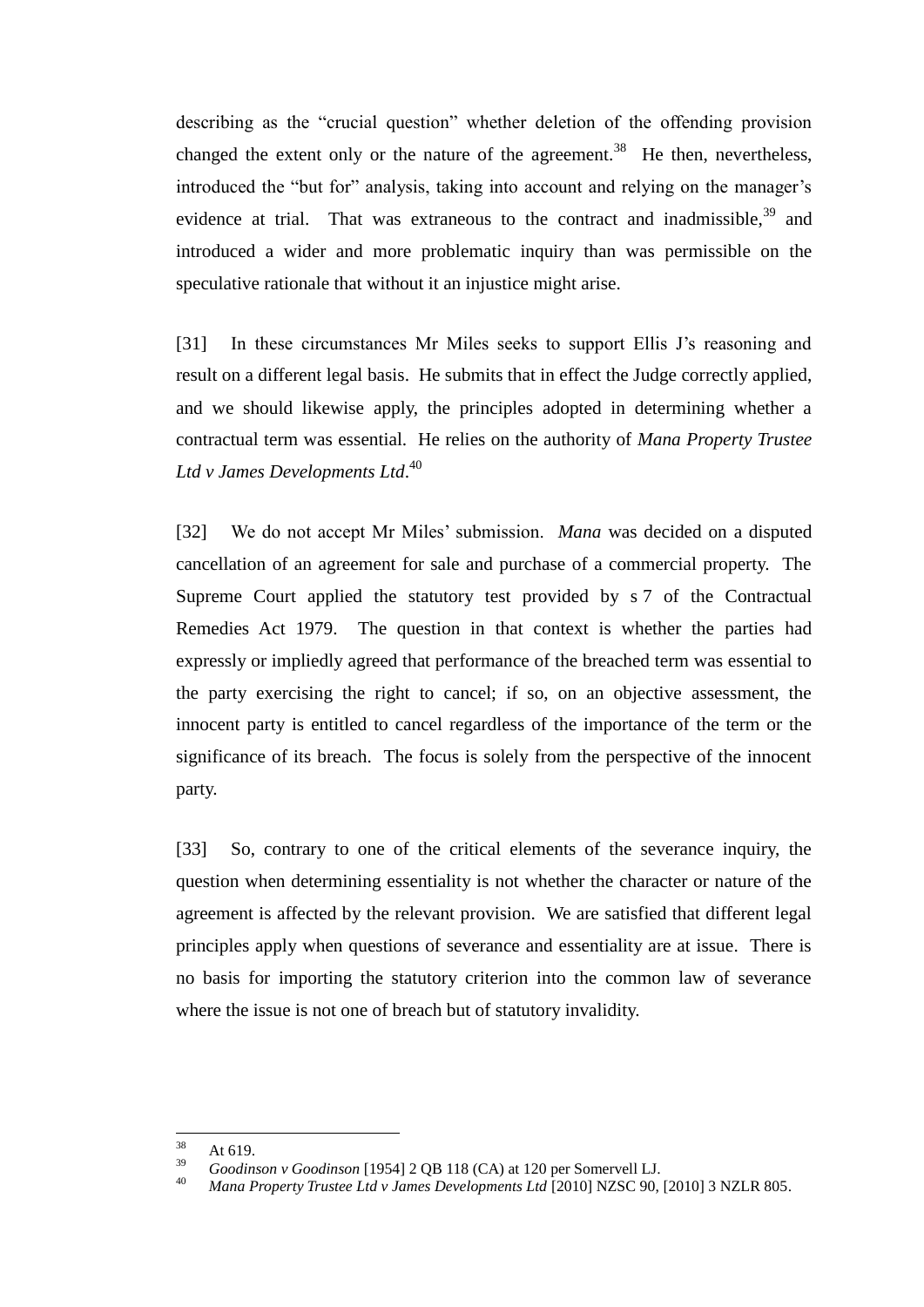describing as the "crucial question" whether deletion of the offending provision changed the extent only or the nature of the agreement.[38] He then, nevertheless, introduced the "but for" analysis, taking into account and relying on the manager's evidence at trial. That was extraneous to the contract and inadmissible,[39] and introduced a wider and more problematic inquiry than was permissible on the speculative rationale that without it an injustice might arise.

[31] In these circumstances Mr Miles seeks to support Ellis J's reasoning and result on a different legal basis. He submits that in effect the Judge correctly applied, and we should likewise apply, the principles adopted in determining whether a contractual term was essential. He relies on the authority of *Mana Property Trustee Ltd v James Developments Ltd*.[40]

[32] We do not accept Mr Miles' submission. *Mana* was decided on a disputed cancellation of an agreement for sale and purchase of a commercial property. The Supreme Court applied the statutory test provided by s 7 of the Contractual Remedies Act 1979. The question in that context is whether the parties had expressly or impliedly agreed that performance of the breached term was essential to the party exercising the right to cancel; if so, on an objective assessment, the innocent party is entitled to cancel regardless of the importance of the term or the significance of its breach. The focus is solely from the perspective of the innocent party.

[33] So, contrary to one of the critical elements of the severance inquiry, the question when determining essentiality is not whether the character or nature of the agreement is affected by the relevant provision. We are satisfied that different legal principles apply when questions of severance and essentiality are at issue. There is no basis for importing the statutory criterion into the common law of severance where the issue is not one of breach but of statutory invalidity.

---

[38] At 619.

[39] *Goodinson v Goodinson* [1954] 2 QB 118 (CA) at 120 per Somervell LJ.

[40] *Mana Property Trustee Ltd v James Developments Ltd* [2010] NZSC 90, [2010] 3 NZLR 805.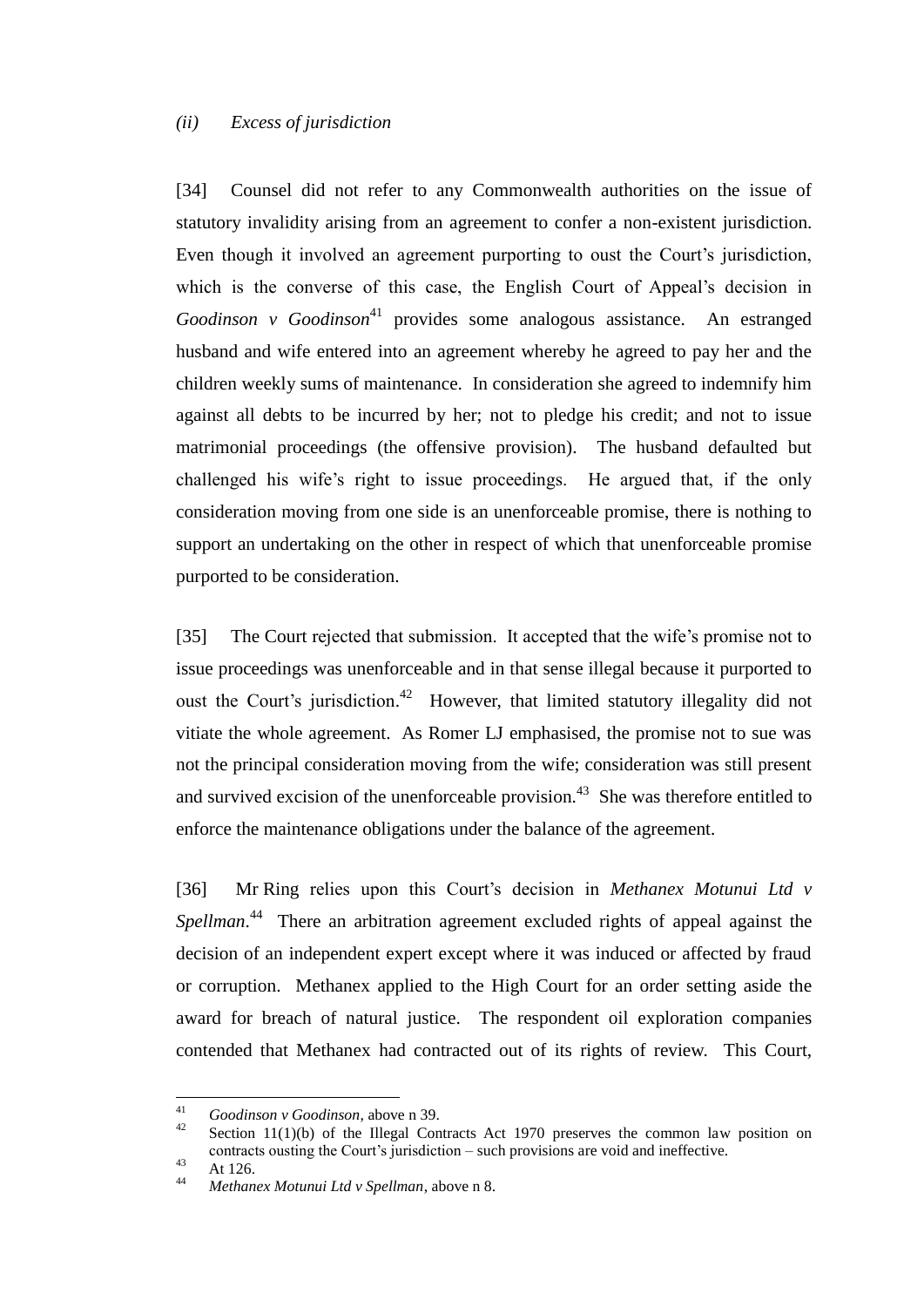*(ii) Excess of jurisdiction*

[34] Counsel did not refer to any Commonwealth authorities on the issue of statutory invalidity arising from an agreement to confer a non-existent jurisdiction. Even though it involved an agreement purporting to oust the Court's jurisdiction, which is the converse of this case, the English Court of Appeal's decision in *Goodinson v Goodinson*[41] provides some analogous assistance. An estranged husband and wife entered into an agreement whereby he agreed to pay her and the children weekly sums of maintenance. In consideration she agreed to indemnify him against all debts to be incurred by her; not to pledge his credit; and not to issue matrimonial proceedings (the offensive provision). The husband defaulted but challenged his wife's right to issue proceedings. He argued that, if the only consideration moving from one side is an unenforceable promise, there is nothing to support an undertaking on the other in respect of which that unenforceable promise purported to be consideration.

[35] The Court rejected that submission. It accepted that the wife's promise not to issue proceedings was unenforceable and in that sense illegal because it purported to oust the Court's jurisdiction.[42] However, that limited statutory illegality did not vitiate the whole agreement. As Romer LJ emphasised, the promise not to sue was not the principal consideration moving from the wife; consideration was still present and survived excision of the unenforceable provision.[43] She was therefore entitled to enforce the maintenance obligations under the balance of the agreement.

[36] Mr Ring relies upon this Court's decision in *Methanex Motunui Ltd v Spellman*.[44] There an arbitration agreement excluded rights of appeal against the decision of an independent expert except where it was induced or affected by fraud or corruption. Methanex applied to the High Court for an order setting aside the award for breach of natural justice. The respondent oil exploration companies contended that Methanex had contracted out of its rights of review. This Court,

---

[41] *Goodinson v Goodinson*, above n 39.

[42] Section 11(1)(b) of the Illegal Contracts Act 1970 preserves the common law position on contracts ousting the Court's jurisdiction – such provisions are void and ineffective.

[43] At 126.

[44] *Methanex Motunui Ltd v Spellman*, above n 8.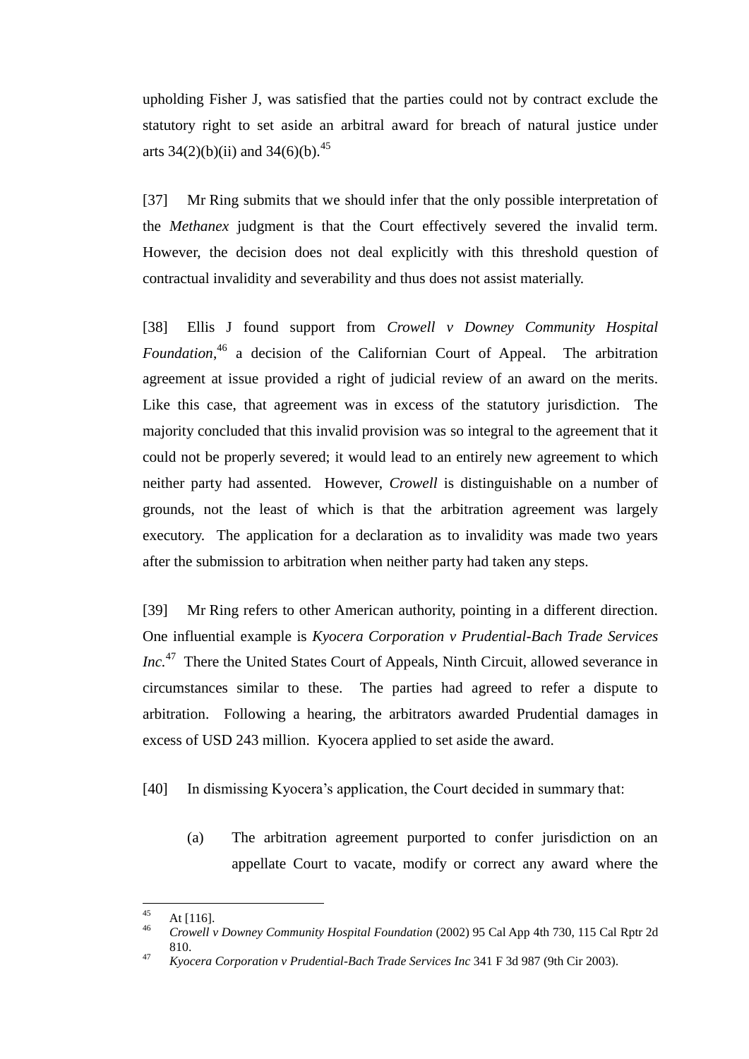upholding Fisher J, was satisfied that the parties could not by contract exclude the statutory right to set aside an arbitral award for breach of natural justice under arts 34(2)(b)(ii) and 34(6)(b).[45]

[37] Mr Ring submits that we should infer that the only possible interpretation of the *Methanex* judgment is that the Court effectively severed the invalid term. However, the decision does not deal explicitly with this threshold question of contractual invalidity and severability and thus does not assist materially.

[38] Ellis J found support from *Crowell v Downey Community Hospital Foundation*,[46] a decision of the Californian Court of Appeal. The arbitration agreement at issue provided a right of judicial review of an award on the merits. Like this case, that agreement was in excess of the statutory jurisdiction. The majority concluded that this invalid provision was so integral to the agreement that it could not be properly severed; it would lead to an entirely new agreement to which neither party had assented. However, *Crowell* is distinguishable on a number of grounds, not the least of which is that the arbitration agreement was largely executory. The application for a declaration as to invalidity was made two years after the submission to arbitration when neither party had taken any steps.

[39] Mr Ring refers to other American authority, pointing in a different direction. One influential example is *Kyocera Corporation v Prudential-Bach Trade Services Inc.*[47] There the United States Court of Appeals, Ninth Circuit, allowed severance in circumstances similar to these. The parties had agreed to refer a dispute to arbitration. Following a hearing, the arbitrators awarded Prudential damages in excess of USD 243 million. Kyocera applied to set aside the award.

[40] In dismissing Kyocera's application, the Court decided in summary that:

(a) The arbitration agreement purported to confer jurisdiction on an appellate Court to vacate, modify or correct any award where the

---

[45] At [116].

[46] *Crowell v Downey Community Hospital Foundation* (2002) 95 Cal App 4th 730, 115 Cal Rptr 2d 810.

[47] *Kyocera Corporation v Prudential-Bach Trade Services Inc* 341 F 3d 987 (9th Cir 2003).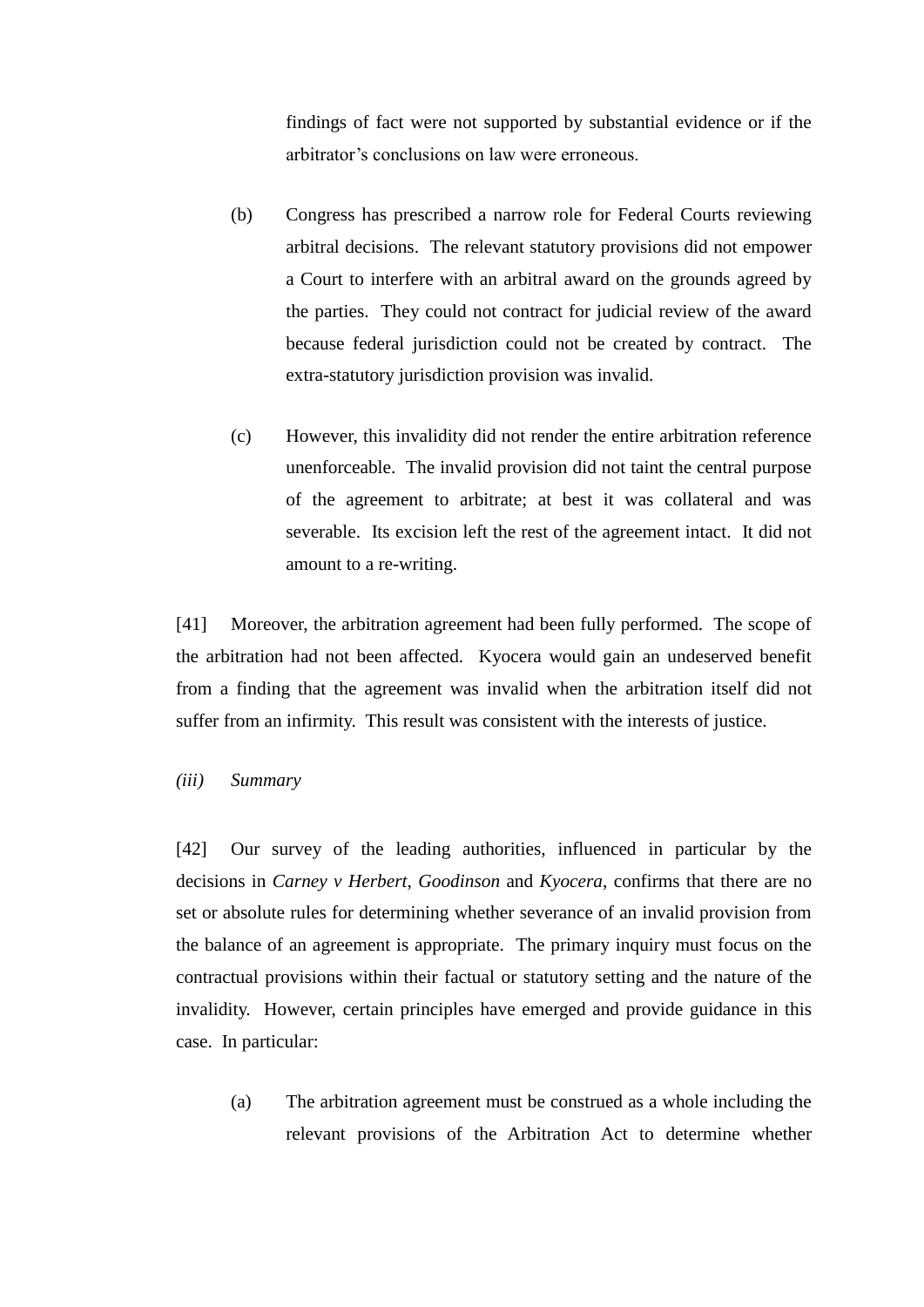findings of fact were not supported by substantial evidence or if the arbitrator's conclusions on law were erroneous.

(b) Congress has prescribed a narrow role for Federal Courts reviewing arbitral decisions. The relevant statutory provisions did not empower a Court to interfere with an arbitral award on the grounds agreed by the parties. They could not contract for judicial review of the award because federal jurisdiction could not be created by contract. The extra-statutory jurisdiction provision was invalid.

(c) However, this invalidity did not render the entire arbitration reference unenforceable. The invalid provision did not taint the central purpose of the agreement to arbitrate; at best it was collateral and was severable. Its excision left the rest of the agreement intact. It did not amount to a re-writing.

[41] Moreover, the arbitration agreement had been fully performed. The scope of the arbitration had not been affected. Kyocera would gain an undeserved benefit from a finding that the agreement was invalid when the arbitration itself did not suffer from an infirmity. This result was consistent with the interests of justice.

*(iii) Summary*

[42] Our survey of the leading authorities, influenced in particular by the decisions in *Carney v Herbert*, *Goodinson* and *Kyocera*, confirms that there are no set or absolute rules for determining whether severance of an invalid provision from the balance of an agreement is appropriate. The primary inquiry must focus on the contractual provisions within their factual or statutory setting and the nature of the invalidity. However, certain principles have emerged and provide guidance in this case. In particular:

(a) The arbitration agreement must be construed as a whole including the relevant provisions of the Arbitration Act to determine whether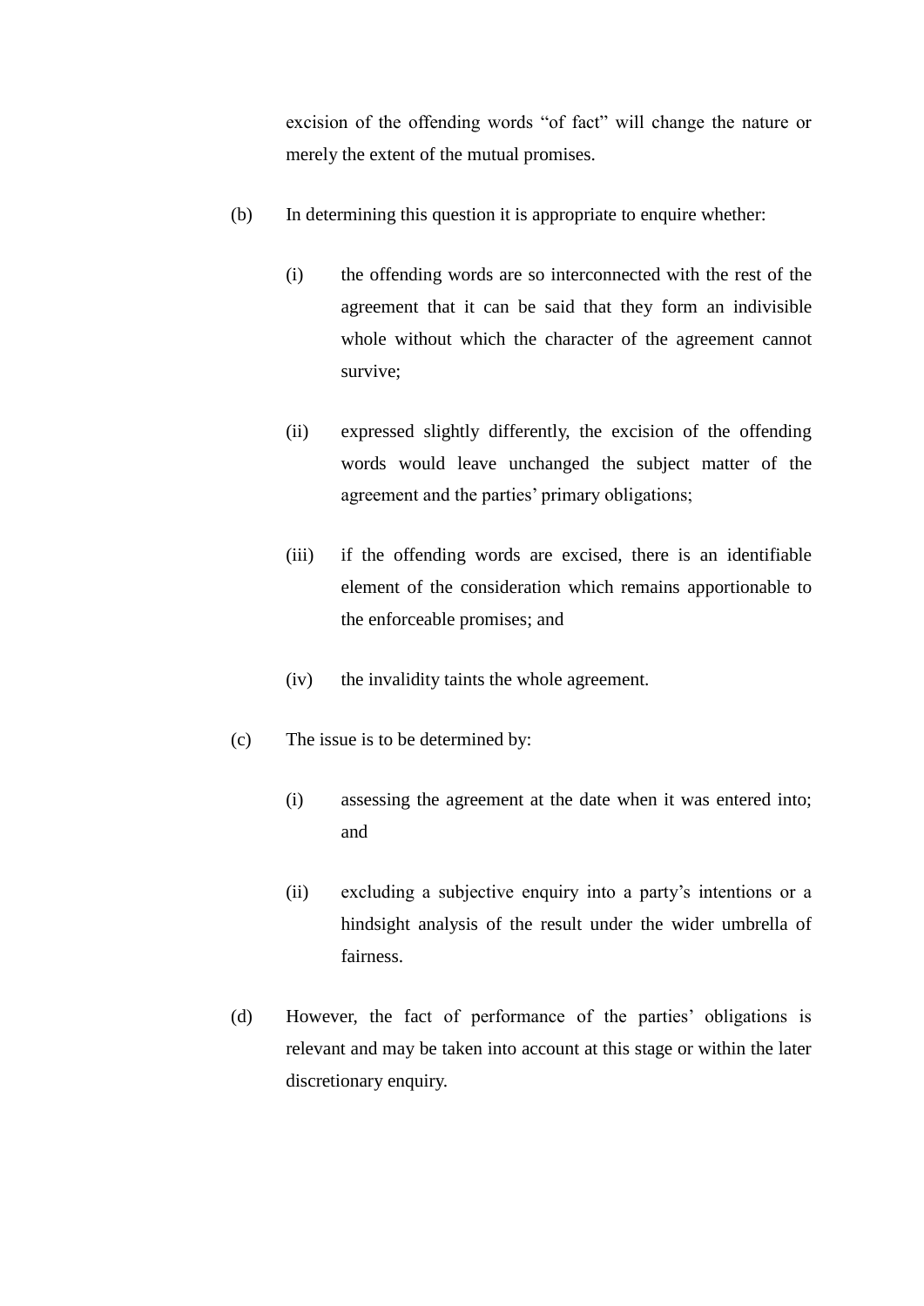excision of the offending words "of fact" will change the nature or merely the extent of the mutual promises.

(b) In determining this question it is appropriate to enquire whether:

(i) the offending words are so interconnected with the rest of the agreement that it can be said that they form an indivisible whole without which the character of the agreement cannot survive;

(ii) expressed slightly differently, the excision of the offending words would leave unchanged the subject matter of the agreement and the parties' primary obligations;

(iii) if the offending words are excised, there is an identifiable element of the consideration which remains apportionable to the enforceable promises; and

(iv) the invalidity taints the whole agreement.

(c) The issue is to be determined by:

(i) assessing the agreement at the date when it was entered into; and

(ii) excluding a subjective enquiry into a party's intentions or a hindsight analysis of the result under the wider umbrella of fairness.

(d) However, the fact of performance of the parties' obligations is relevant and may be taken into account at this stage or within the later discretionary enquiry.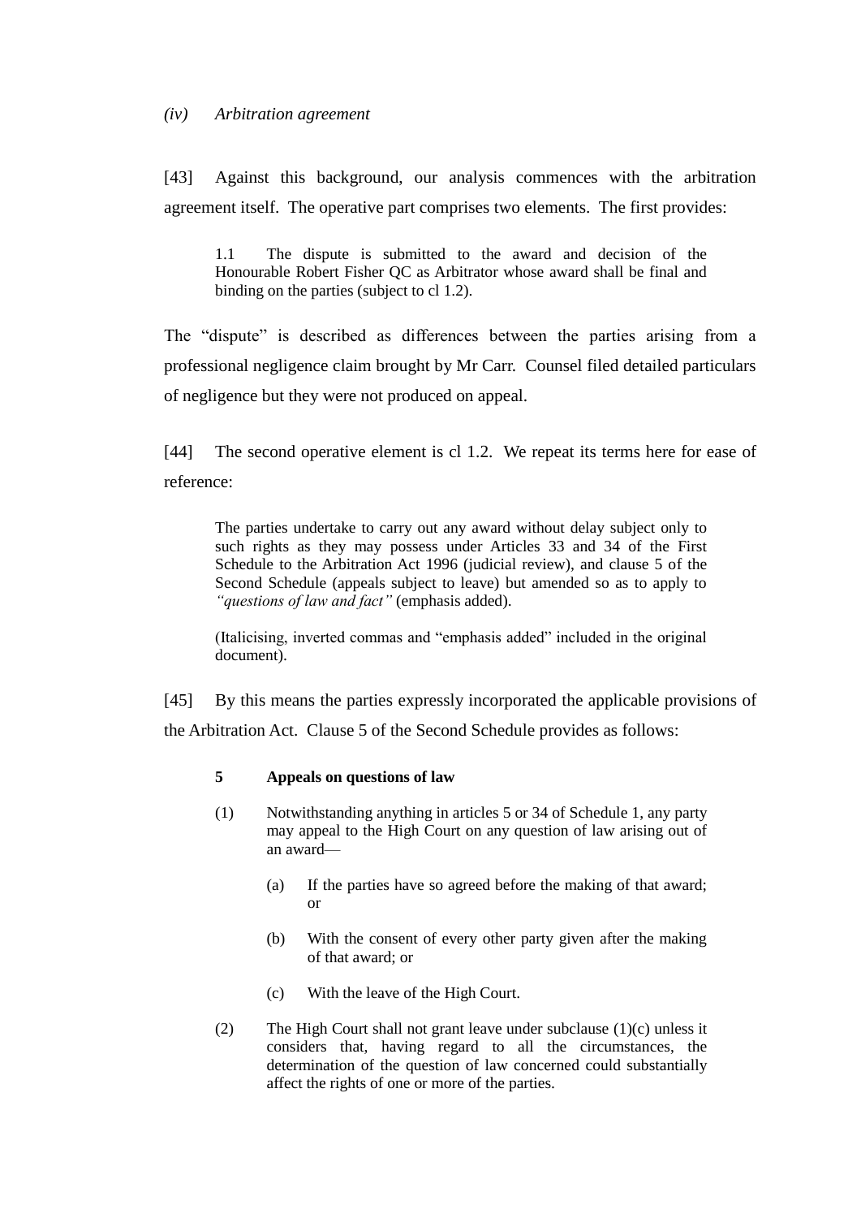*(iv) Arbitration agreement*

[43] Against this background, our analysis commences with the arbitration agreement itself. The operative part comprises two elements. The first provides:

> 1.1 The dispute is submitted to the award and decision of the Honourable Robert Fisher QC as Arbitrator whose award shall be final and binding on the parties (subject to cl 1.2).

The "dispute" is described as differences between the parties arising from a professional negligence claim brought by Mr Carr. Counsel filed detailed particulars of negligence but they were not produced on appeal.

[44] The second operative element is cl 1.2. We repeat its terms here for ease of reference:

> The parties undertake to carry out any award without delay subject only to such rights as they may possess under Articles 33 and 34 of the First Schedule to the Arbitration Act 1996 (judicial review), and clause 5 of the Second Schedule (appeals subject to leave) but amended so as to apply to *"questions of law and fact"* (emphasis added).
>
> (Italicising, inverted commas and "emphasis added" included in the original document).

[45] By this means the parties expressly incorporated the applicable provisions of the Arbitration Act. Clause 5 of the Second Schedule provides as follows:

> **5 Appeals on questions of law**
>
> (1) Notwithstanding anything in articles 5 or 34 of Schedule 1, any party may appeal to the High Court on any question of law arising out of an award—
>
> (a) If the parties have so agreed before the making of that award; or
>
> (b) With the consent of every other party given after the making of that award; or
>
> (c) With the leave of the High Court.
>
> (2) The High Court shall not grant leave under subclause (1)(c) unless it considers that, having regard to all the circumstances, the determination of the question of law concerned could substantially affect the rights of one or more of the parties.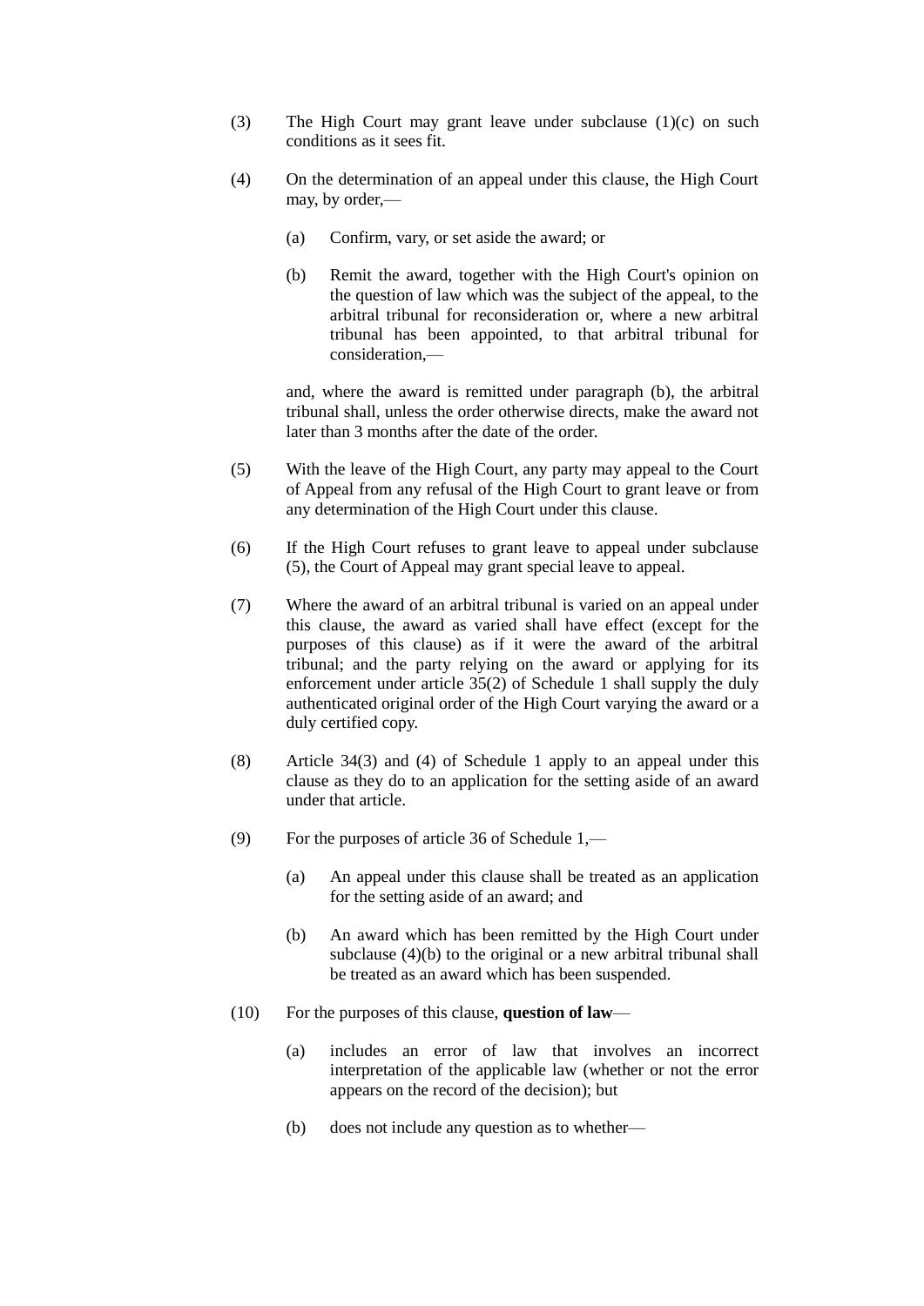(3) The High Court may grant leave under subclause (1)(c) on such conditions as it sees fit.

(4) On the determination of an appeal under this clause, the High Court may, by order,—

  (a) Confirm, vary, or set aside the award; or

  (b) Remit the award, together with the High Court's opinion on the question of law which was the subject of the appeal, to the arbitral tribunal for reconsideration or, where a new arbitral tribunal has been appointed, to that arbitral tribunal for consideration,—

  and, where the award is remitted under paragraph (b), the arbitral tribunal shall, unless the order otherwise directs, make the award not later than 3 months after the date of the order.

(5) With the leave of the High Court, any party may appeal to the Court of Appeal from any refusal of the High Court to grant leave or from any determination of the High Court under this clause.

(6) If the High Court refuses to grant leave to appeal under subclause (5), the Court of Appeal may grant special leave to appeal.

(7) Where the award of an arbitral tribunal is varied on an appeal under this clause, the award as varied shall have effect (except for the purposes of this clause) as if it were the award of the arbitral tribunal; and the party relying on the award or applying for its enforcement under article 35(2) of Schedule 1 shall supply the duly authenticated original order of the High Court varying the award or a duly certified copy.

(8) Article 34(3) and (4) of Schedule 1 apply to an appeal under this clause as they do to an application for the setting aside of an award under that article.

(9) For the purposes of article 36 of Schedule 1,—

  (a) An appeal under this clause shall be treated as an application for the setting aside of an award; and

  (b) An award which has been remitted by the High Court under subclause (4)(b) to the original or a new arbitral tribunal shall be treated as an award which has been suspended.

(10) For the purposes of this clause, **question of law**—

  (a) includes an error of law that involves an incorrect interpretation of the applicable law (whether or not the error appears on the record of the decision); but

  (b) does not include any question as to whether—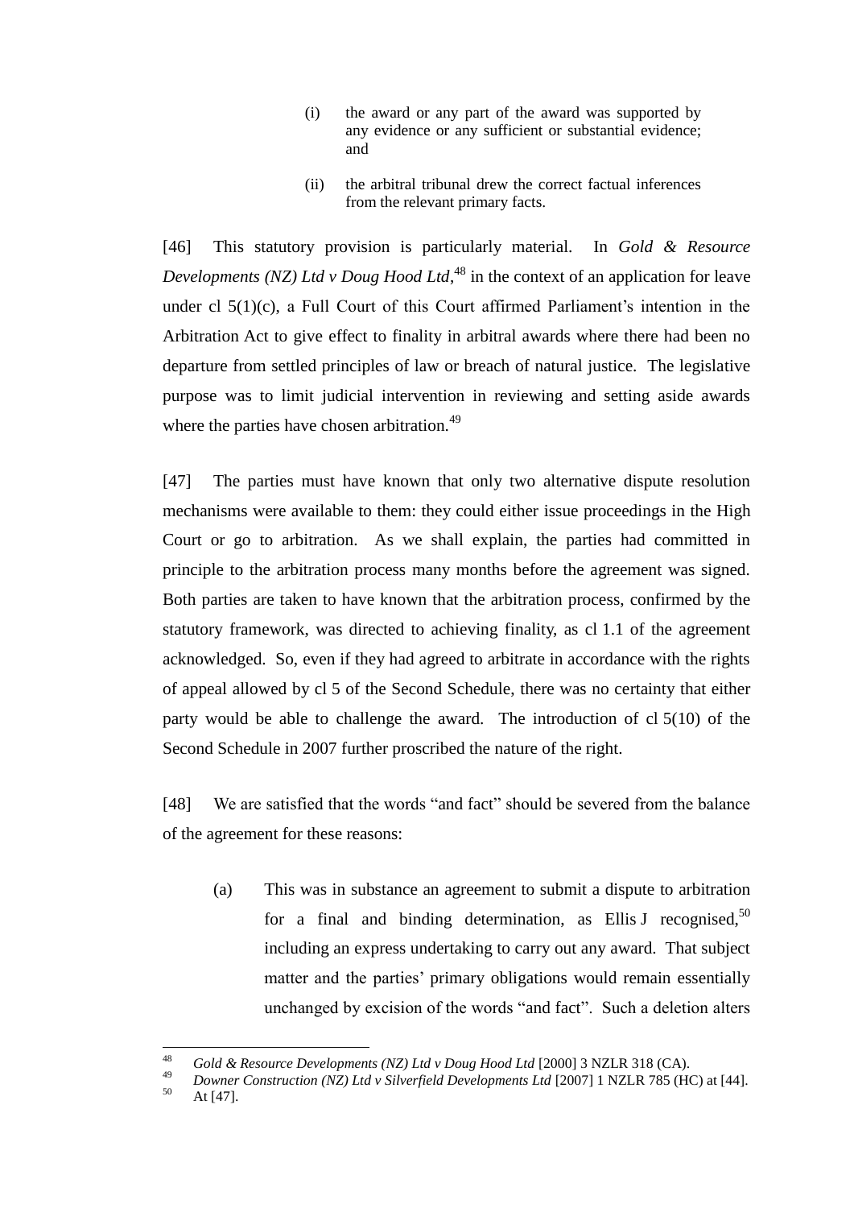(i) the award or any part of the award was supported by any evidence or any sufficient or substantial evidence; and

(ii) the arbitral tribunal drew the correct factual inferences from the relevant primary facts.

[46] This statutory provision is particularly material. In *Gold & Resource Developments (NZ) Ltd v Doug Hood Ltd*,[48] in the context of an application for leave under cl 5(1)(c), a Full Court of this Court affirmed Parliament's intention in the Arbitration Act to give effect to finality in arbitral awards where there had been no departure from settled principles of law or breach of natural justice. The legislative purpose was to limit judicial intervention in reviewing and setting aside awards where the parties have chosen arbitration.[49]

[47] The parties must have known that only two alternative dispute resolution mechanisms were available to them: they could either issue proceedings in the High Court or go to arbitration. As we shall explain, the parties had committed in principle to the arbitration process many months before the agreement was signed. Both parties are taken to have known that the arbitration process, confirmed by the statutory framework, was directed to achieving finality, as cl 1.1 of the agreement acknowledged. So, even if they had agreed to arbitrate in accordance with the rights of appeal allowed by cl 5 of the Second Schedule, there was no certainty that either party would be able to challenge the award. The introduction of cl 5(10) of the Second Schedule in 2007 further proscribed the nature of the right.

[48] We are satisfied that the words "and fact" should be severed from the balance of the agreement for these reasons:

(a) This was in substance an agreement to submit a dispute to arbitration for a final and binding determination, as Ellis J recognised,[50] including an express undertaking to carry out any award. That subject matter and the parties' primary obligations would remain essentially unchanged by excision of the words "and fact". Such a deletion alters

---

[48] *Gold & Resource Developments (NZ) Ltd v Doug Hood Ltd* [2000] 3 NZLR 318 (CA).

[49] *Downer Construction (NZ) Ltd v Silverfield Developments Ltd* [2007] 1 NZLR 785 (HC) at [44].

[50] At [47].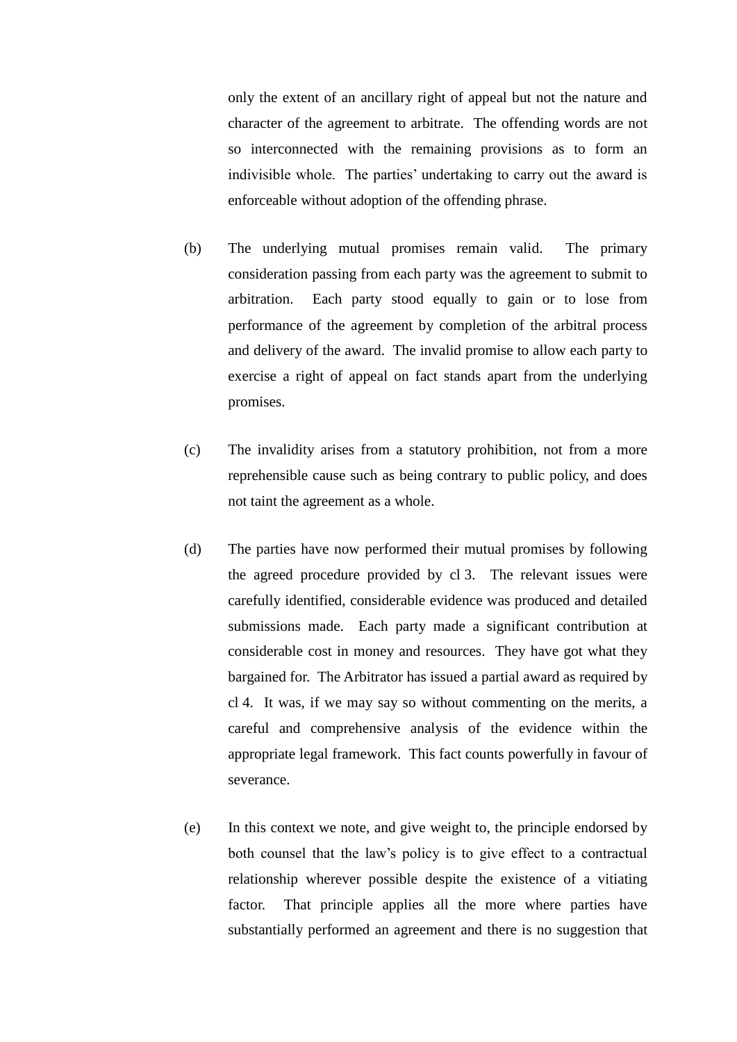only the extent of an ancillary right of appeal but not the nature and character of the agreement to arbitrate. The offending words are not so interconnected with the remaining provisions as to form an indivisible whole. The parties' undertaking to carry out the award is enforceable without adoption of the offending phrase.

(b) The underlying mutual promises remain valid. The primary consideration passing from each party was the agreement to submit to arbitration. Each party stood equally to gain or to lose from performance of the agreement by completion of the arbitral process and delivery of the award. The invalid promise to allow each party to exercise a right of appeal on fact stands apart from the underlying promises.

(c) The invalidity arises from a statutory prohibition, not from a more reprehensible cause such as being contrary to public policy, and does not taint the agreement as a whole.

(d) The parties have now performed their mutual promises by following the agreed procedure provided by cl 3. The relevant issues were carefully identified, considerable evidence was produced and detailed submissions made. Each party made a significant contribution at considerable cost in money and resources. They have got what they bargained for. The Arbitrator has issued a partial award as required by cl 4. It was, if we may say so without commenting on the merits, a careful and comprehensive analysis of the evidence within the appropriate legal framework. This fact counts powerfully in favour of severance.

(e) In this context we note, and give weight to, the principle endorsed by both counsel that the law's policy is to give effect to a contractual relationship wherever possible despite the existence of a vitiating factor. That principle applies all the more where parties have substantially performed an agreement and there is no suggestion that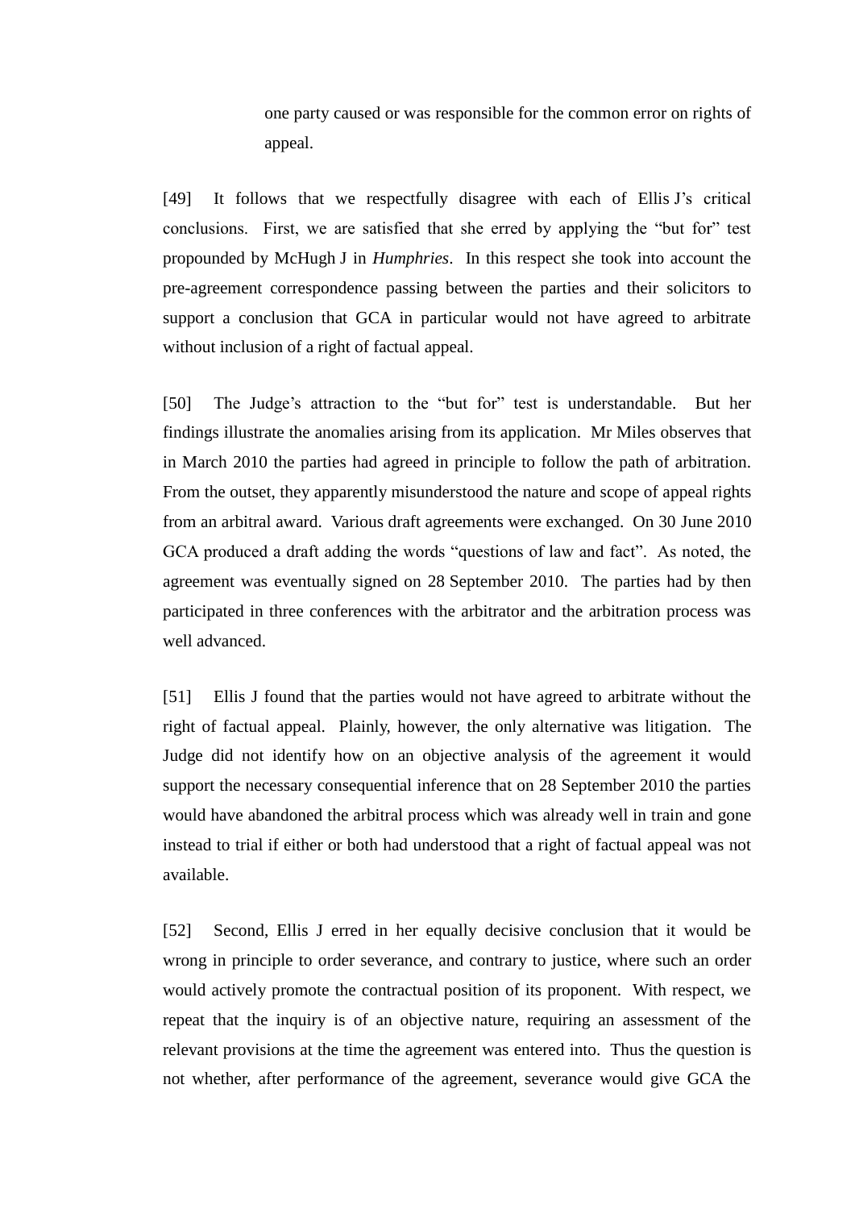one party caused or was responsible for the common error on rights of appeal.

[49] It follows that we respectfully disagree with each of Ellis J's critical conclusions. First, we are satisfied that she erred by applying the "but for" test propounded by McHugh J in *Humphries*. In this respect she took into account the pre-agreement correspondence passing between the parties and their solicitors to support a conclusion that GCA in particular would not have agreed to arbitrate without inclusion of a right of factual appeal.

[50] The Judge's attraction to the "but for" test is understandable. But her findings illustrate the anomalies arising from its application. Mr Miles observes that in March 2010 the parties had agreed in principle to follow the path of arbitration. From the outset, they apparently misunderstood the nature and scope of appeal rights from an arbitral award. Various draft agreements were exchanged. On 30 June 2010 GCA produced a draft adding the words "questions of law and fact". As noted, the agreement was eventually signed on 28 September 2010. The parties had by then participated in three conferences with the arbitrator and the arbitration process was well advanced.

[51] Ellis J found that the parties would not have agreed to arbitrate without the right of factual appeal. Plainly, however, the only alternative was litigation. The Judge did not identify how on an objective analysis of the agreement it would support the necessary consequential inference that on 28 September 2010 the parties would have abandoned the arbitral process which was already well in train and gone instead to trial if either or both had understood that a right of factual appeal was not available.

[52] Second, Ellis J erred in her equally decisive conclusion that it would be wrong in principle to order severance, and contrary to justice, where such an order would actively promote the contractual position of its proponent. With respect, we repeat that the inquiry is of an objective nature, requiring an assessment of the relevant provisions at the time the agreement was entered into. Thus the question is not whether, after performance of the agreement, severance would give GCA the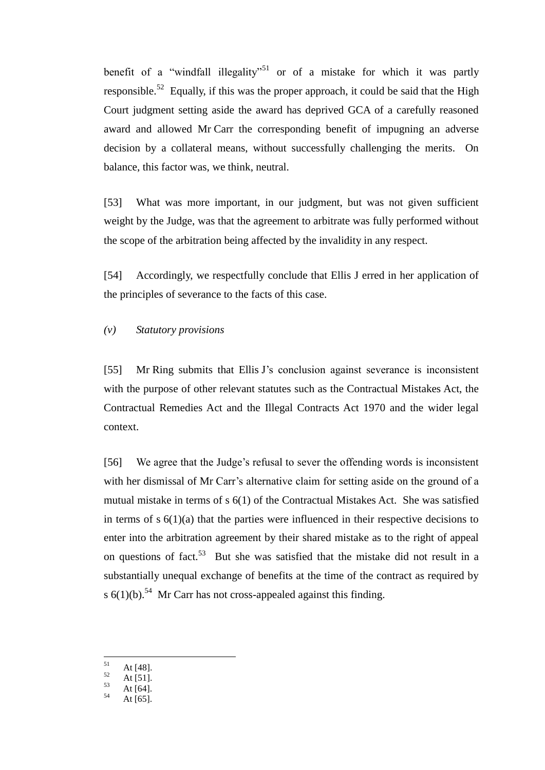benefit of a "windfall illegality"[51] or of a mistake for which it was partly responsible.[52] Equally, if this was the proper approach, it could be said that the High Court judgment setting aside the award has deprived GCA of a carefully reasoned award and allowed Mr Carr the corresponding benefit of impugning an adverse decision by a collateral means, without successfully challenging the merits. On balance, this factor was, we think, neutral.

[53] What was more important, in our judgment, but was not given sufficient weight by the Judge, was that the agreement to arbitrate was fully performed without the scope of the arbitration being affected by the invalidity in any respect.

[54] Accordingly, we respectfully conclude that Ellis J erred in her application of the principles of severance to the facts of this case.

*(v) Statutory provisions*

[55] Mr Ring submits that Ellis J's conclusion against severance is inconsistent with the purpose of other relevant statutes such as the Contractual Mistakes Act, the Contractual Remedies Act and the Illegal Contracts Act 1970 and the wider legal context.

[56] We agree that the Judge's refusal to sever the offending words is inconsistent with her dismissal of Mr Carr's alternative claim for setting aside on the ground of a mutual mistake in terms of s 6(1) of the Contractual Mistakes Act. She was satisfied in terms of s 6(1)(a) that the parties were influenced in their respective decisions to enter into the arbitration agreement by their shared mistake as to the right of appeal on questions of fact.[53] But she was satisfied that the mistake did not result in a substantially unequal exchange of benefits at the time of the contract as required by s 6(1)(b).[54] Mr Carr has not cross-appealed against this finding.

---

[51] At [48].
[52] At [51].
[53] At [64].
[54] At [65].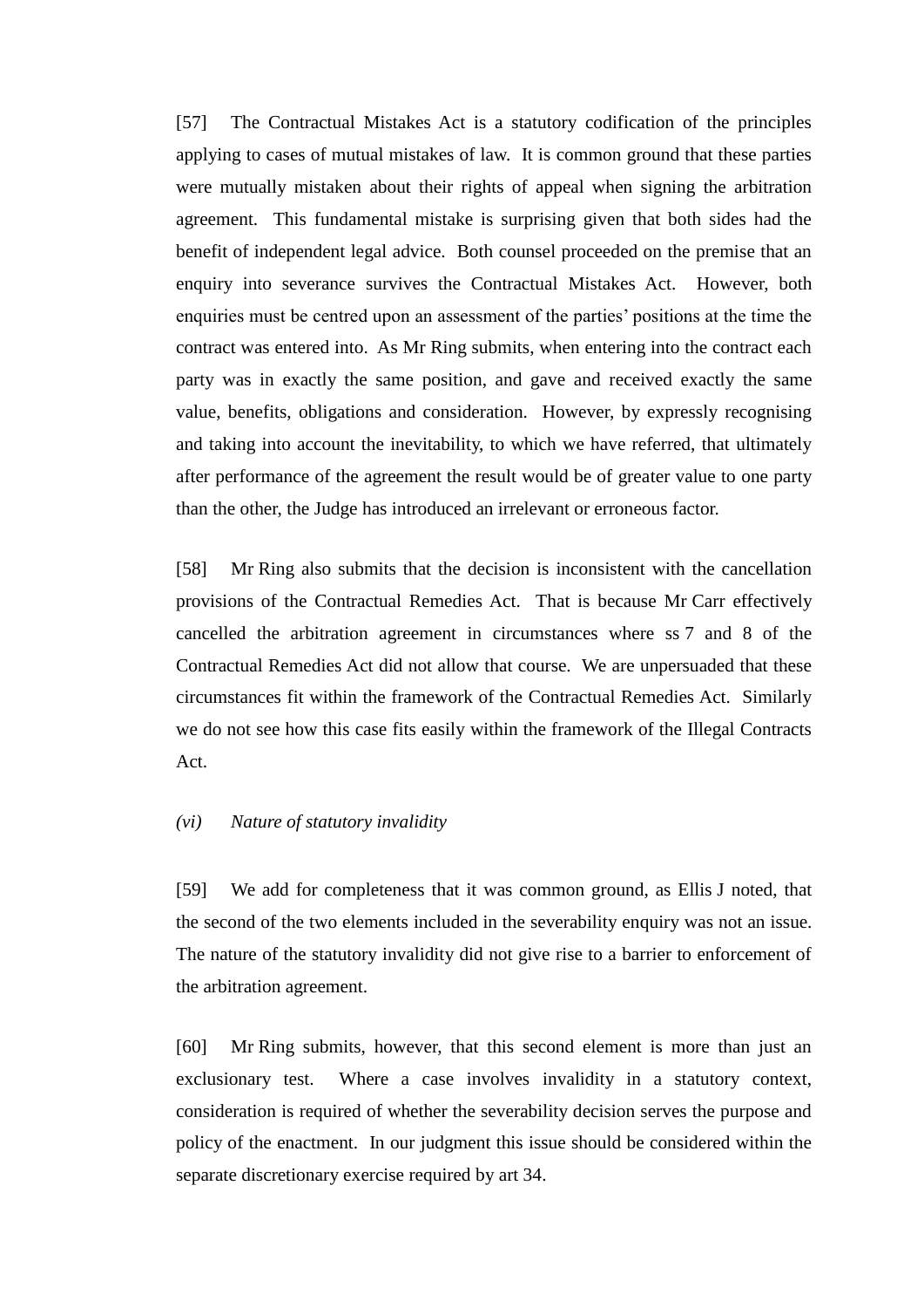[57] The Contractual Mistakes Act is a statutory codification of the principles applying to cases of mutual mistakes of law. It is common ground that these parties were mutually mistaken about their rights of appeal when signing the arbitration agreement. This fundamental mistake is surprising given that both sides had the benefit of independent legal advice. Both counsel proceeded on the premise that an enquiry into severance survives the Contractual Mistakes Act. However, both enquiries must be centred upon an assessment of the parties' positions at the time the contract was entered into. As Mr Ring submits, when entering into the contract each party was in exactly the same position, and gave and received exactly the same value, benefits, obligations and consideration. However, by expressly recognising and taking into account the inevitability, to which we have referred, that ultimately after performance of the agreement the result would be of greater value to one party than the other, the Judge has introduced an irrelevant or erroneous factor.

[58] Mr Ring also submits that the decision is inconsistent with the cancellation provisions of the Contractual Remedies Act. That is because Mr Carr effectively cancelled the arbitration agreement in circumstances where ss 7 and 8 of the Contractual Remedies Act did not allow that course. We are unpersuaded that these circumstances fit within the framework of the Contractual Remedies Act. Similarly we do not see how this case fits easily within the framework of the Illegal Contracts Act.

*(vi) Nature of statutory invalidity*

[59] We add for completeness that it was common ground, as Ellis J noted, that the second of the two elements included in the severability enquiry was not an issue. The nature of the statutory invalidity did not give rise to a barrier to enforcement of the arbitration agreement.

[60] Mr Ring submits, however, that this second element is more than just an exclusionary test. Where a case involves invalidity in a statutory context, consideration is required of whether the severability decision serves the purpose and policy of the enactment. In our judgment this issue should be considered within the separate discretionary exercise required by art 34.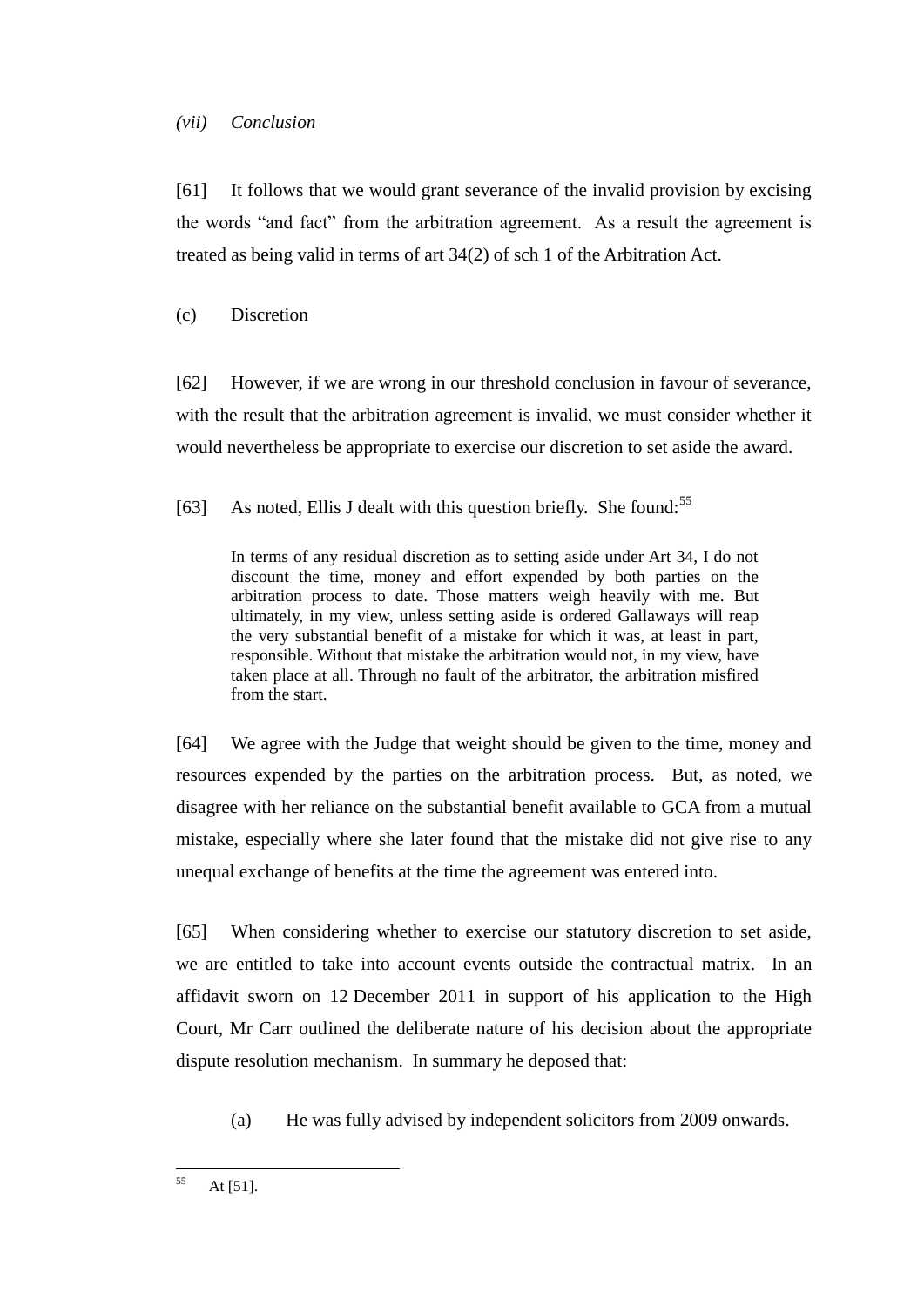*(vii) Conclusion*

[61] It follows that we would grant severance of the invalid provision by excising the words "and fact" from the arbitration agreement. As a result the agreement is treated as being valid in terms of art 34(2) of sch 1 of the Arbitration Act.

(c) Discretion

[62] However, if we are wrong in our threshold conclusion in favour of severance, with the result that the arbitration agreement is invalid, we must consider whether it would nevertheless be appropriate to exercise our discretion to set aside the award.

[63] As noted, Ellis J dealt with this question briefly. She found:[55]

> In terms of any residual discretion as to setting aside under Art 34, I do not discount the time, money and effort expended by both parties on the arbitration process to date. Those matters weigh heavily with me. But ultimately, in my view, unless setting aside is ordered Gallaways will reap the very substantial benefit of a mistake for which it was, at least in part, responsible. Without that mistake the arbitration would not, in my view, have taken place at all. Through no fault of the arbitrator, the arbitration misfired from the start.

[64] We agree with the Judge that weight should be given to the time, money and resources expended by the parties on the arbitration process. But, as noted, we disagree with her reliance on the substantial benefit available to GCA from a mutual mistake, especially where she later found that the mistake did not give rise to any unequal exchange of benefits at the time the agreement was entered into.

[65] When considering whether to exercise our statutory discretion to set aside, we are entitled to take into account events outside the contractual matrix. In an affidavit sworn on 12 December 2011 in support of his application to the High Court, Mr Carr outlined the deliberate nature of his decision about the appropriate dispute resolution mechanism. In summary he deposed that:

(a) He was fully advised by independent solicitors from 2009 onwards.

---

[55] At [51].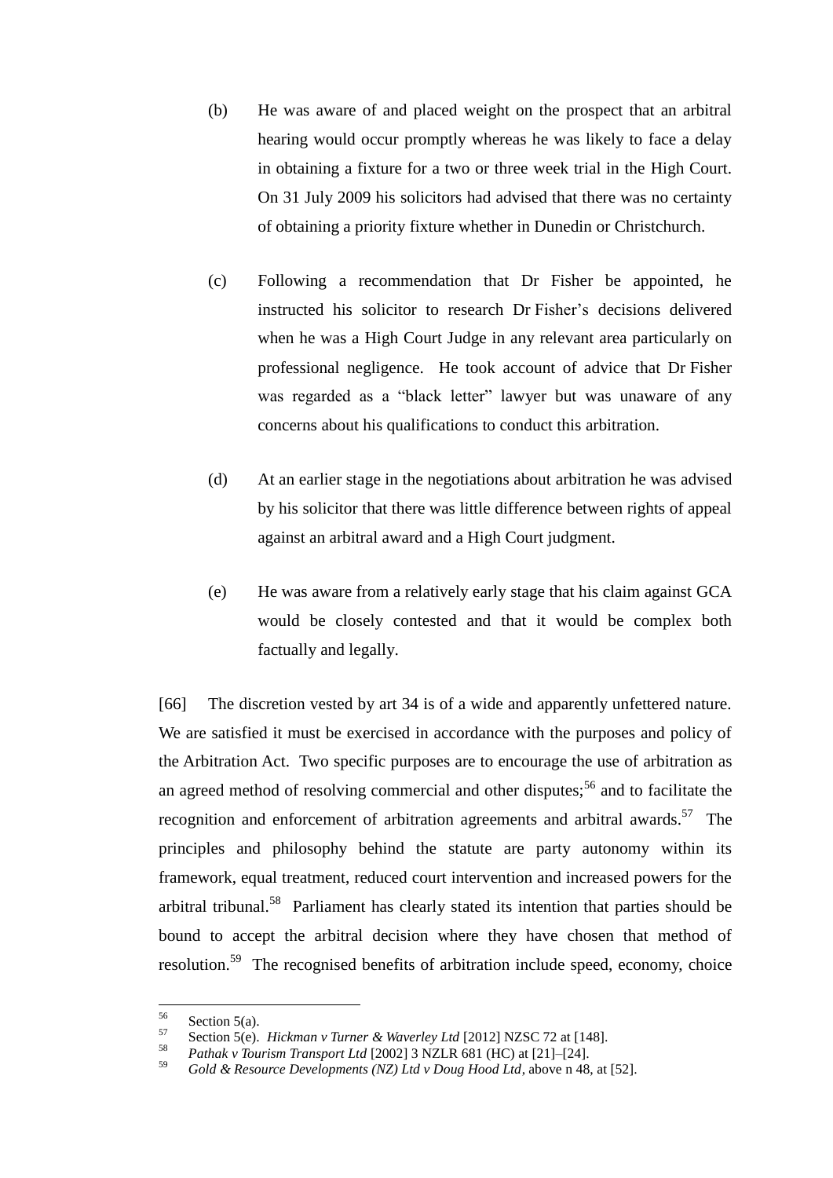(b) He was aware of and placed weight on the prospect that an arbitral hearing would occur promptly whereas he was likely to face a delay in obtaining a fixture for a two or three week trial in the High Court. On 31 July 2009 his solicitors had advised that there was no certainty of obtaining a priority fixture whether in Dunedin or Christchurch.

(c) Following a recommendation that Dr Fisher be appointed, he instructed his solicitor to research Dr Fisher's decisions delivered when he was a High Court Judge in any relevant area particularly on professional negligence. He took account of advice that Dr Fisher was regarded as a "black letter" lawyer but was unaware of any concerns about his qualifications to conduct this arbitration.

(d) At an earlier stage in the negotiations about arbitration he was advised by his solicitor that there was little difference between rights of appeal against an arbitral award and a High Court judgment.

(e) He was aware from a relatively early stage that his claim against GCA would be closely contested and that it would be complex both factually and legally.

[66] The discretion vested by art 34 is of a wide and apparently unfettered nature. We are satisfied it must be exercised in accordance with the purposes and policy of the Arbitration Act. Two specific purposes are to encourage the use of arbitration as an agreed method of resolving commercial and other disputes;[56] and to facilitate the recognition and enforcement of arbitration agreements and arbitral awards.[57] The principles and philosophy behind the statute are party autonomy within its framework, equal treatment, reduced court intervention and increased powers for the arbitral tribunal.[58] Parliament has clearly stated its intention that parties should be bound to accept the arbitral decision where they have chosen that method of resolution.[59] The recognised benefits of arbitration include speed, economy, choice

---

[56] Section 5(a).

[57] Section 5(e). *Hickman v Turner & Waverley Ltd* [2012] NZSC 72 at [148].

[58] *Pathak v Tourism Transport Ltd* [2002] 3 NZLR 681 (HC) at [21]–[24].

[59] *Gold & Resource Developments (NZ) Ltd v Doug Hood Ltd*, above n 48, at [52].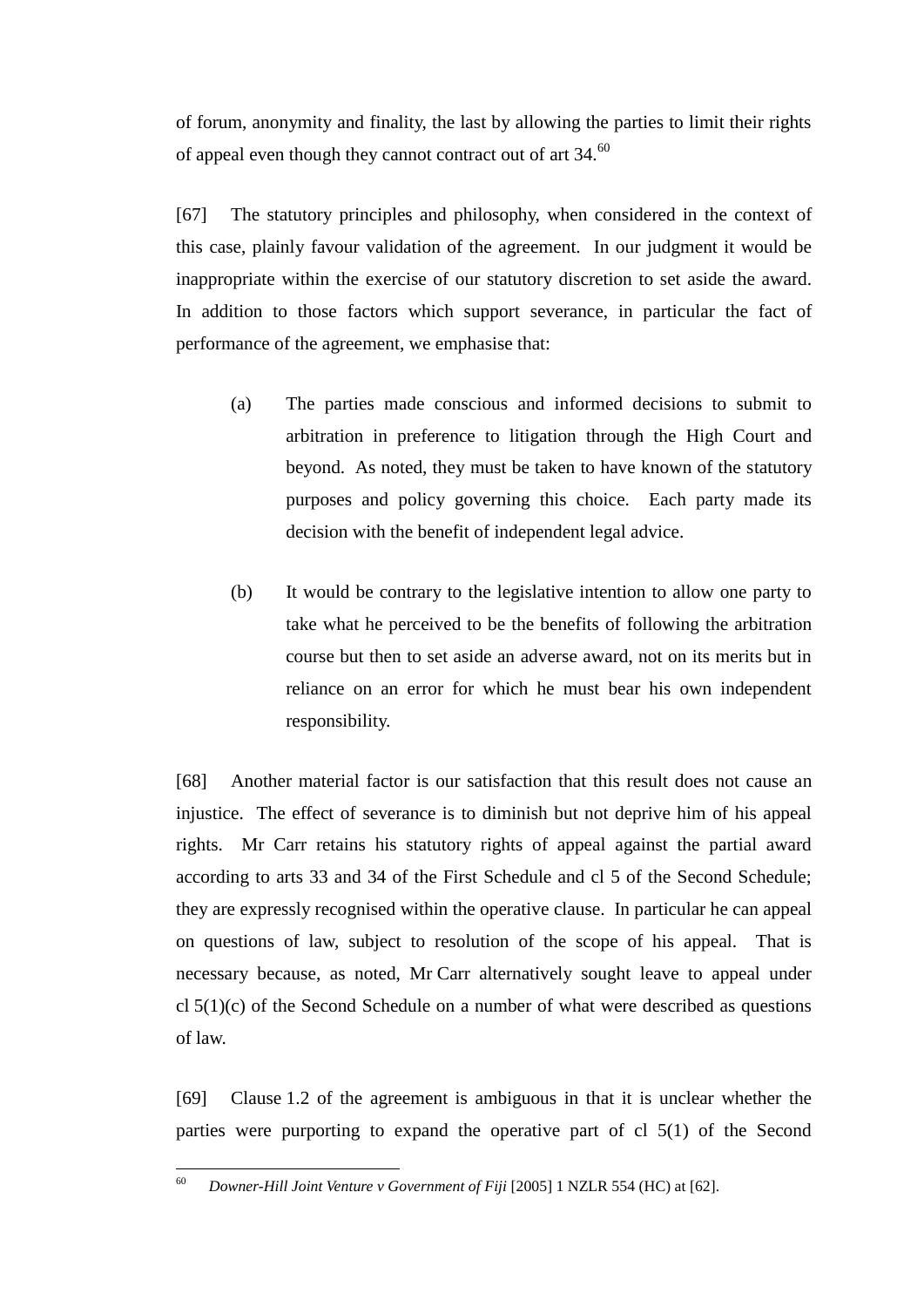of forum, anonymity and finality, the last by allowing the parties to limit their rights of appeal even though they cannot contract out of art 34.[60]

[67] The statutory principles and philosophy, when considered in the context of this case, plainly favour validation of the agreement. In our judgment it would be inappropriate within the exercise of our statutory discretion to set aside the award. In addition to those factors which support severance, in particular the fact of performance of the agreement, we emphasise that:

(a) The parties made conscious and informed decisions to submit to arbitration in preference to litigation through the High Court and beyond. As noted, they must be taken to have known of the statutory purposes and policy governing this choice. Each party made its decision with the benefit of independent legal advice.

(b) It would be contrary to the legislative intention to allow one party to take what he perceived to be the benefits of following the arbitration course but then to set aside an adverse award, not on its merits but in reliance on an error for which he must bear his own independent responsibility.

[68] Another material factor is our satisfaction that this result does not cause an injustice. The effect of severance is to diminish but not deprive him of his appeal rights. Mr Carr retains his statutory rights of appeal against the partial award according to arts 33 and 34 of the First Schedule and cl 5 of the Second Schedule; they are expressly recognised within the operative clause. In particular he can appeal on questions of law, subject to resolution of the scope of his appeal. That is necessary because, as noted, Mr Carr alternatively sought leave to appeal under cl 5(1)(c) of the Second Schedule on a number of what were described as questions of law.

[69] Clause 1.2 of the agreement is ambiguous in that it is unclear whether the parties were purporting to expand the operative part of cl 5(1) of the Second

---

[60] *Downer-Hill Joint Venture v Government of Fiji* [2005] 1 NZLR 554 (HC) at [62].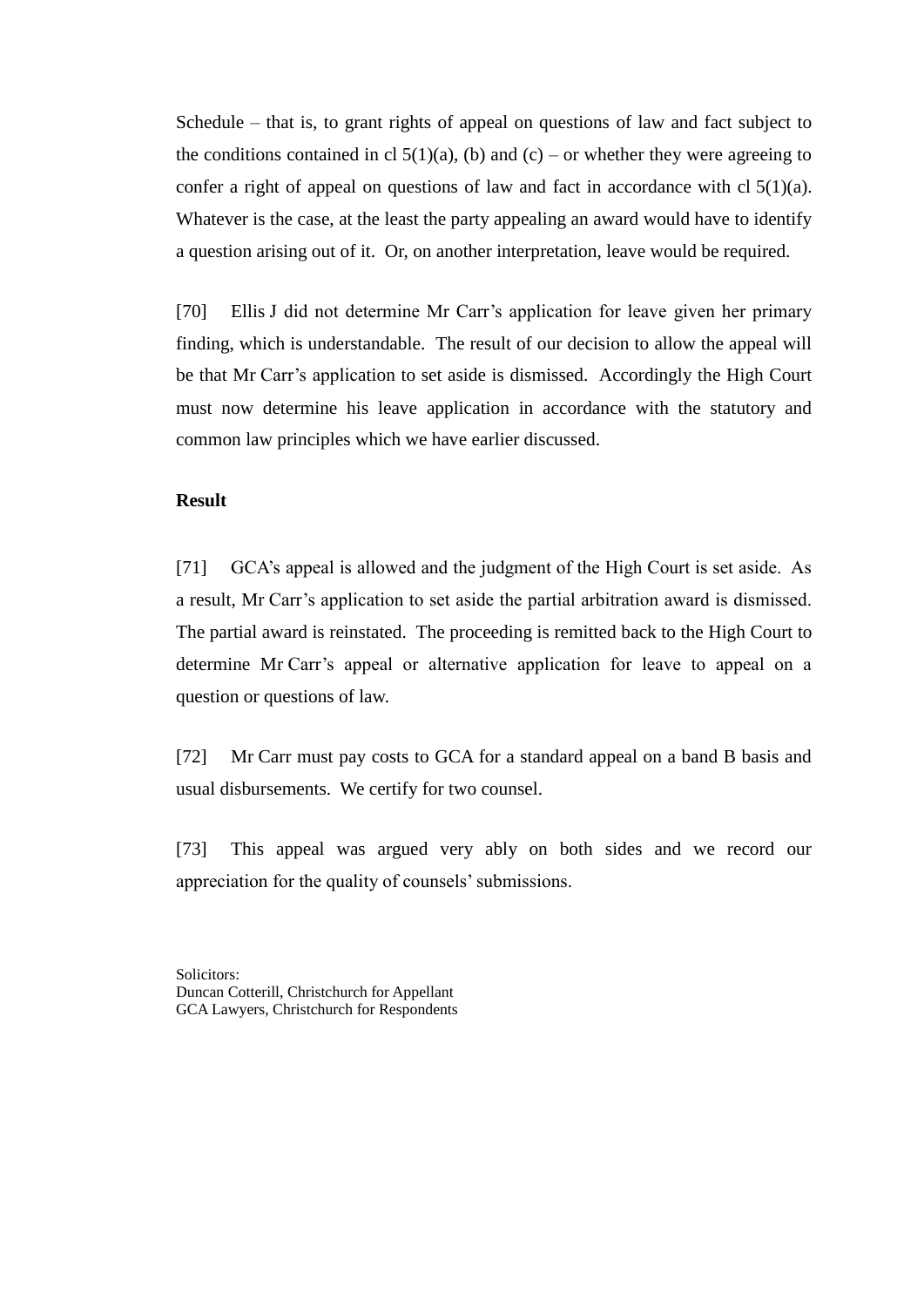Schedule – that is, to grant rights of appeal on questions of law and fact subject to the conditions contained in cl 5(1)(a), (b) and (c) – or whether they were agreeing to confer a right of appeal on questions of law and fact in accordance with cl 5(1)(a). Whatever is the case, at the least the party appealing an award would have to identify a question arising out of it. Or, on another interpretation, leave would be required.

[70] Ellis J did not determine Mr Carr's application for leave given her primary finding, which is understandable. The result of our decision to allow the appeal will be that Mr Carr's application to set aside is dismissed. Accordingly the High Court must now determine his leave application in accordance with the statutory and common law principles which we have earlier discussed.

**Result**

[71] GCA's appeal is allowed and the judgment of the High Court is set aside. As a result, Mr Carr's application to set aside the partial arbitration award is dismissed. The partial award is reinstated. The proceeding is remitted back to the High Court to determine Mr Carr's appeal or alternative application for leave to appeal on a question or questions of law.

[72] Mr Carr must pay costs to GCA for a standard appeal on a band B basis and usual disbursements. We certify for two counsel.

[73] This appeal was argued very ably on both sides and we record our appreciation for the quality of counsels' submissions.

Solicitors:
Duncan Cotterill, Christchurch for Appellant
GCA Lawyers, Christchurch for Respondents